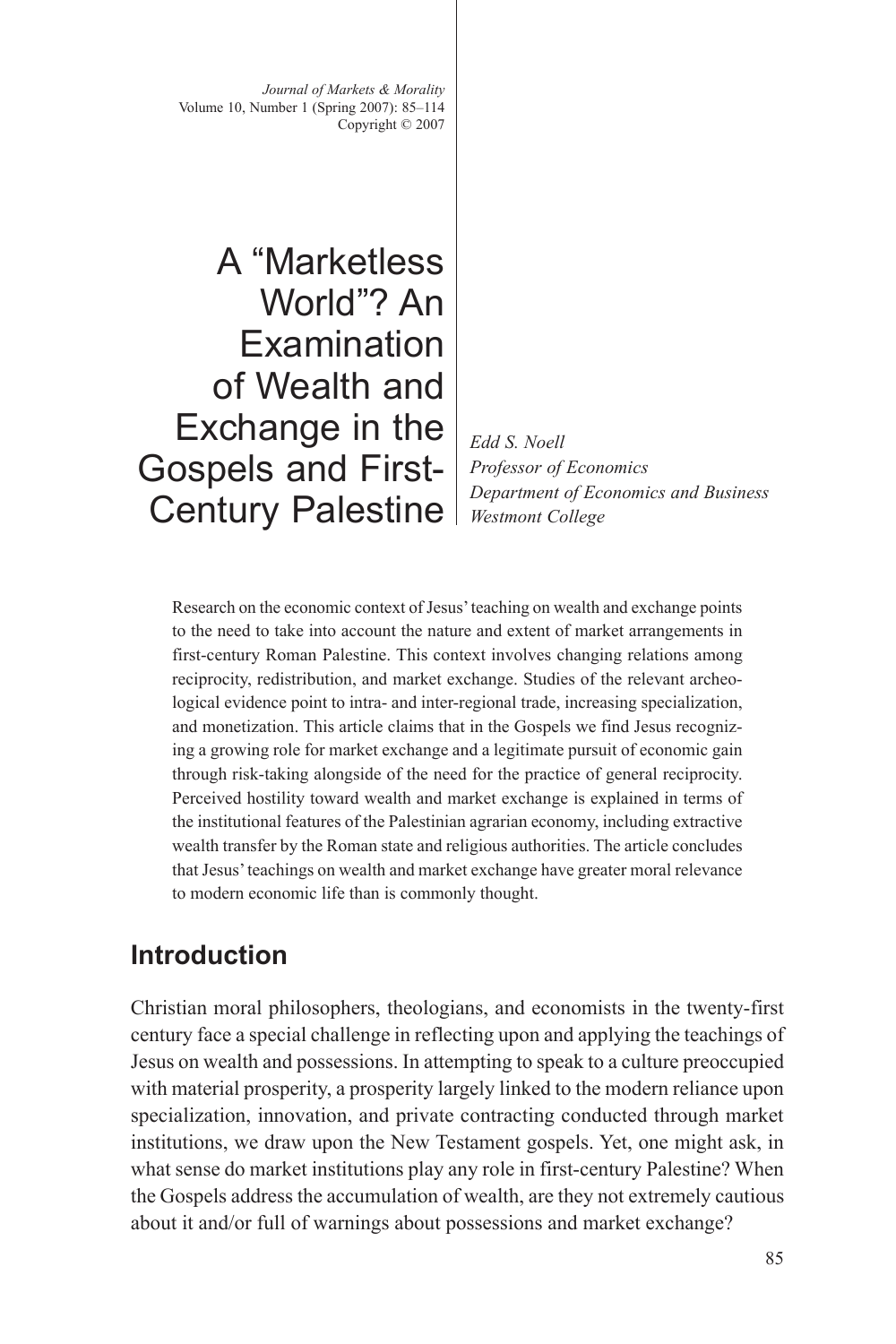# A "Marketless World"? An Examination of Wealth and Exchange in the Gospels and First-Century Palestine

*Edd S. Noell*
*Professor of Economics*
*Department of Economics and Business*
*Westmont College*

Research on the economic context of Jesus' teaching on wealth and exchange points to the need to take into account the nature and extent of market arrangements in first-century Roman Palestine. This context involves changing relations among reciprocity, redistribution, and market exchange. Studies of the relevant archeological evidence point to intra- and inter-regional trade, increasing specialization, and monetization. This article claims that in the Gospels we find Jesus recognizing a growing role for market exchange and a legitimate pursuit of economic gain through risk-taking alongside of the need for the practice of general reciprocity. Perceived hostility toward wealth and market exchange is explained in terms of the institutional features of the Palestinian agrarian economy, including extractive wealth transfer by the Roman state and religious authorities. The article concludes that Jesus' teachings on wealth and market exchange have greater moral relevance to modern economic life than is commonly thought.

## Introduction

Christian moral philosophers, theologians, and economists in the twenty-first century face a special challenge in reflecting upon and applying the teachings of Jesus on wealth and possessions. In attempting to speak to a culture preoccupied with material prosperity, a prosperity largely linked to the modern reliance upon specialization, innovation, and private contracting conducted through market institutions, we draw upon the New Testament gospels. Yet, one might ask, in what sense do market institutions play any role in first-century Palestine? When the Gospels address the accumulation of wealth, are they not extremely cautious about it and/or full of warnings about possessions and market exchange?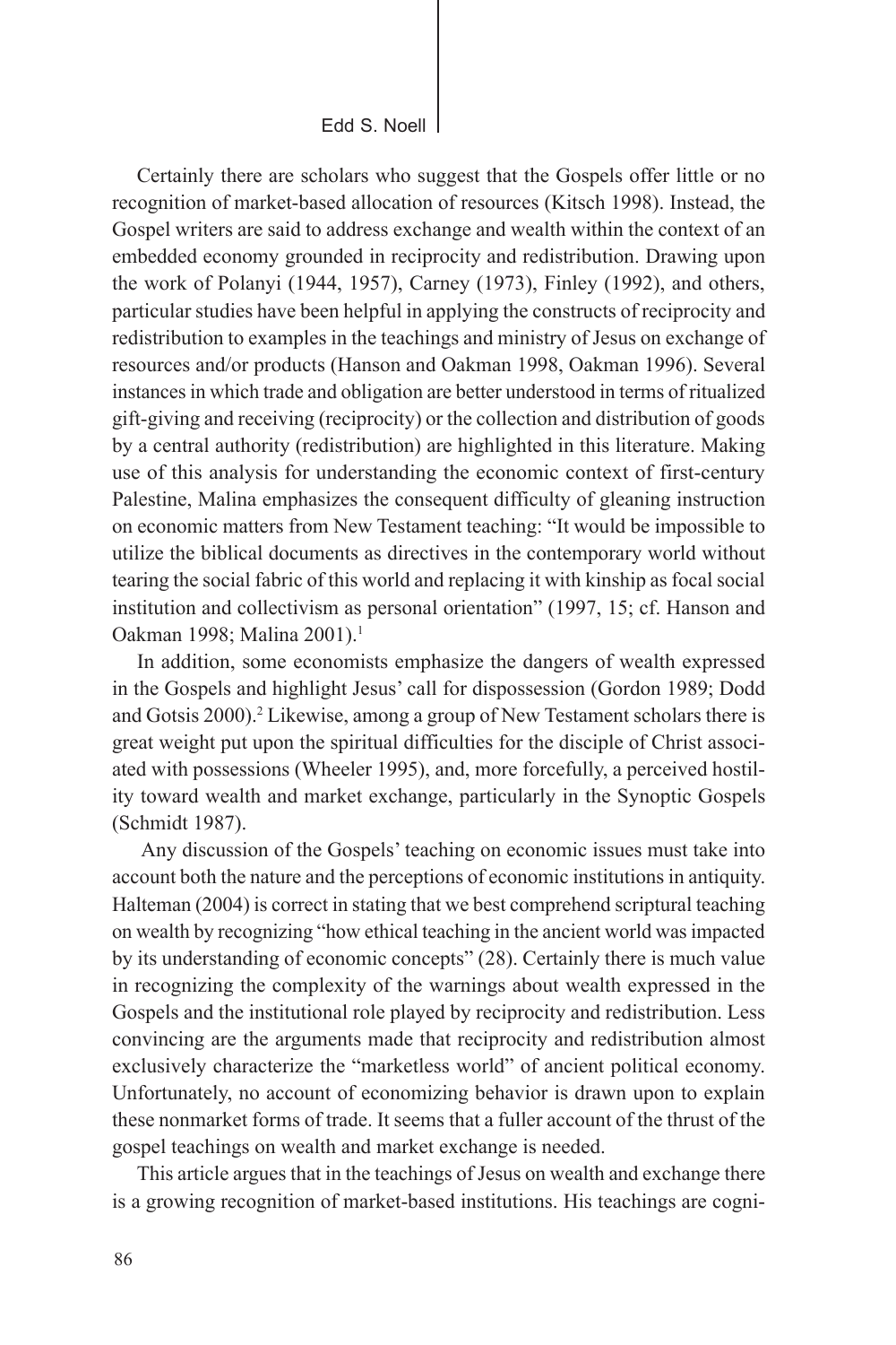Certainly there are scholars who suggest that the Gospels offer little or no recognition of market-based allocation of resources (Kitsch 1998). Instead, the Gospel writers are said to address exchange and wealth within the context of an embedded economy grounded in reciprocity and redistribution. Drawing upon the work of Polanyi (1944, 1957), Carney (1973), Finley (1992), and others, particular studies have been helpful in applying the constructs of reciprocity and redistribution to examples in the teachings and ministry of Jesus on exchange of resources and/or products (Hanson and Oakman 1998, Oakman 1996). Several instances in which trade and obligation are better understood in terms of ritualized gift-giving and receiving (reciprocity) or the collection and distribution of goods by a central authority (redistribution) are highlighted in this literature. Making use of this analysis for understanding the economic context of first-century Palestine, Malina emphasizes the consequent difficulty of gleaning instruction on economic matters from New Testament teaching: "It would be impossible to utilize the biblical documents as directives in the contemporary world without tearing the social fabric of this world and replacing it with kinship as focal social institution and collectivism as personal orientation" (1997, 15; cf. Hanson and Oakman 1998; Malina 2001).[1]

In addition, some economists emphasize the dangers of wealth expressed in the Gospels and highlight Jesus' call for dispossession (Gordon 1989; Dodd and Gotsis 2000).[2] Likewise, among a group of New Testament scholars there is great weight put upon the spiritual difficulties for the disciple of Christ associated with possessions (Wheeler 1995), and, more forcefully, a perceived hostility toward wealth and market exchange, particularly in the Synoptic Gospels (Schmidt 1987).

Any discussion of the Gospels' teaching on economic issues must take into account both the nature and the perceptions of economic institutions in antiquity. Halteman (2004) is correct in stating that we best comprehend scriptural teaching on wealth by recognizing "how ethical teaching in the ancient world was impacted by its understanding of economic concepts" (28). Certainly there is much value in recognizing the complexity of the warnings about wealth expressed in the Gospels and the institutional role played by reciprocity and redistribution. Less convincing are the arguments made that reciprocity and redistribution almost exclusively characterize the "marketless world" of ancient political economy. Unfortunately, no account of economizing behavior is drawn upon to explain these nonmarket forms of trade. It seems that a fuller account of the thrust of the gospel teachings on wealth and market exchange is needed.

This article argues that in the teachings of Jesus on wealth and exchange there is a growing recognition of market-based institutions. His teachings are cogni-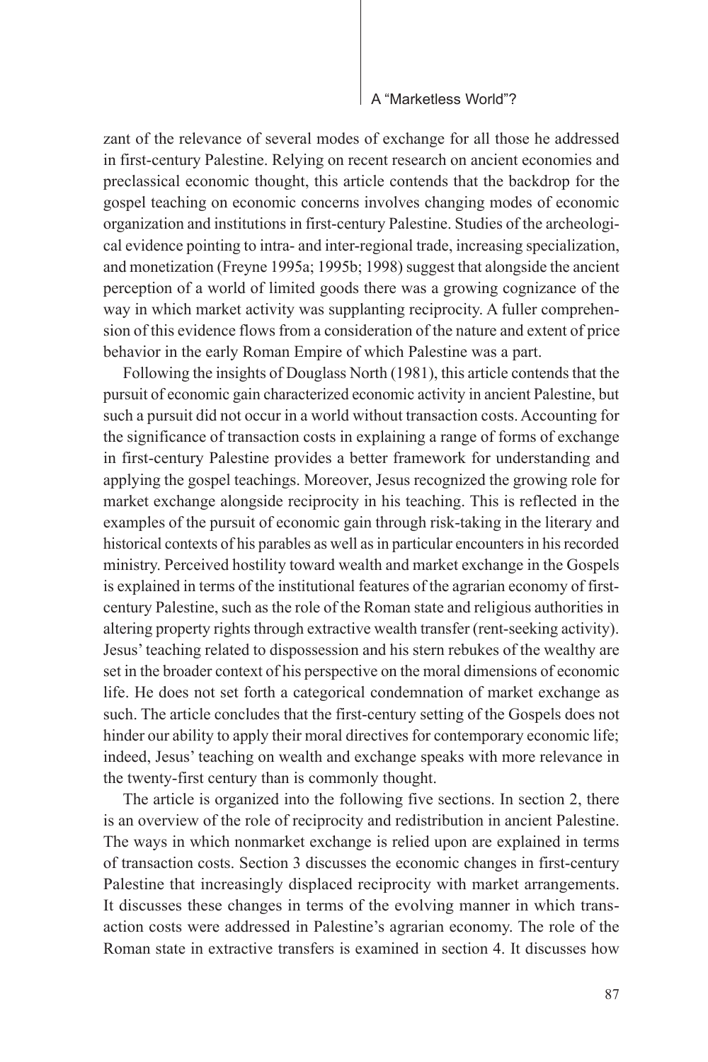zant of the relevance of several modes of exchange for all those he addressed in first-century Palestine. Relying on recent research on ancient economies and preclassical economic thought, this article contends that the backdrop for the gospel teaching on economic concerns involves changing modes of economic organization and institutions in first-century Palestine. Studies of the archeological evidence pointing to intra- and inter-regional trade, increasing specialization, and monetization (Freyne 1995a; 1995b; 1998) suggest that alongside the ancient perception of a world of limited goods there was a growing cognizance of the way in which market activity was supplanting reciprocity. A fuller comprehension of this evidence flows from a consideration of the nature and extent of price behavior in the early Roman Empire of which Palestine was a part.

Following the insights of Douglass North (1981), this article contends that the pursuit of economic gain characterized economic activity in ancient Palestine, but such a pursuit did not occur in a world without transaction costs. Accounting for the significance of transaction costs in explaining a range of forms of exchange in first-century Palestine provides a better framework for understanding and applying the gospel teachings. Moreover, Jesus recognized the growing role for market exchange alongside reciprocity in his teaching. This is reflected in the examples of the pursuit of economic gain through risk-taking in the literary and historical contexts of his parables as well as in particular encounters in his recorded ministry. Perceived hostility toward wealth and market exchange in the Gospels is explained in terms of the institutional features of the agrarian economy of first-century Palestine, such as the role of the Roman state and religious authorities in altering property rights through extractive wealth transfer (rent-seeking activity). Jesus' teaching related to dispossession and his stern rebukes of the wealthy are set in the broader context of his perspective on the moral dimensions of economic life. He does not set forth a categorical condemnation of market exchange as such. The article concludes that the first-century setting of the Gospels does not hinder our ability to apply their moral directives for contemporary economic life; indeed, Jesus' teaching on wealth and exchange speaks with more relevance in the twenty-first century than is commonly thought.

The article is organized into the following five sections. In section 2, there is an overview of the role of reciprocity and redistribution in ancient Palestine. The ways in which nonmarket exchange is relied upon are explained in terms of transaction costs. Section 3 discusses the economic changes in first-century Palestine that increasingly displaced reciprocity with market arrangements. It discusses these changes in terms of the evolving manner in which transaction costs were addressed in Palestine's agrarian economy. The role of the Roman state in extractive transfers is examined in section 4. It discusses how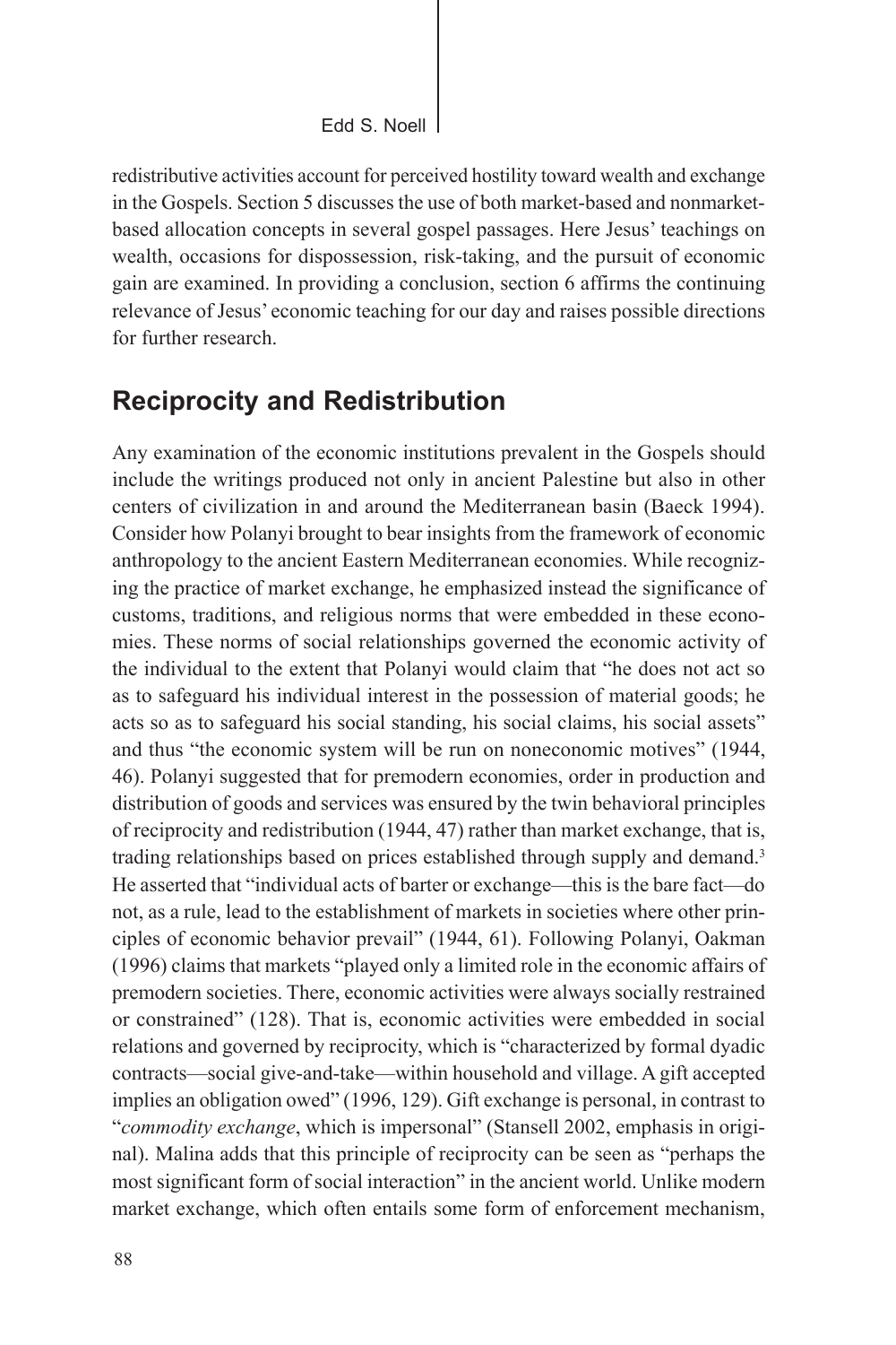redistributive activities account for perceived hostility toward wealth and exchange in the Gospels. Section 5 discusses the use of both market-based and nonmarket-based allocation concepts in several gospel passages. Here Jesus' teachings on wealth, occasions for dispossession, risk-taking, and the pursuit of economic gain are examined. In providing a conclusion, section 6 affirms the continuing relevance of Jesus' economic teaching for our day and raises possible directions for further research.

## Reciprocity and Redistribution

Any examination of the economic institutions prevalent in the Gospels should include the writings produced not only in ancient Palestine but also in other centers of civilization in and around the Mediterranean basin (Baeck 1994). Consider how Polanyi brought to bear insights from the framework of economic anthropology to the ancient Eastern Mediterranean economies. While recognizing the practice of market exchange, he emphasized instead the significance of customs, traditions, and religious norms that were embedded in these economies. These norms of social relationships governed the economic activity of the individual to the extent that Polanyi would claim that "he does not act so as to safeguard his individual interest in the possession of material goods; he acts so as to safeguard his social standing, his social claims, his social assets" and thus "the economic system will be run on noneconomic motives" (1944, 46). Polanyi suggested that for premodern economies, order in production and distribution of goods and services was ensured by the twin behavioral principles of reciprocity and redistribution (1944, 47) rather than market exchange, that is, trading relationships based on prices established through supply and demand.[3] He asserted that "individual acts of barter or exchange—this is the bare fact—do not, as a rule, lead to the establishment of markets in societies where other principles of economic behavior prevail" (1944, 61). Following Polanyi, Oakman (1996) claims that markets "played only a limited role in the economic affairs of premodern societies. There, economic activities were always socially restrained or constrained" (128). That is, economic activities were embedded in social relations and governed by reciprocity, which is "characterized by formal dyadic contracts—social give-and-take—within household and village. A gift accepted implies an obligation owed" (1996, 129). Gift exchange is personal, in contrast to "*commodity exchange*, which is impersonal" (Stansell 2002, emphasis in original). Malina adds that this principle of reciprocity can be seen as "perhaps the most significant form of social interaction" in the ancient world. Unlike modern market exchange, which often entails some form of enforcement mechanism,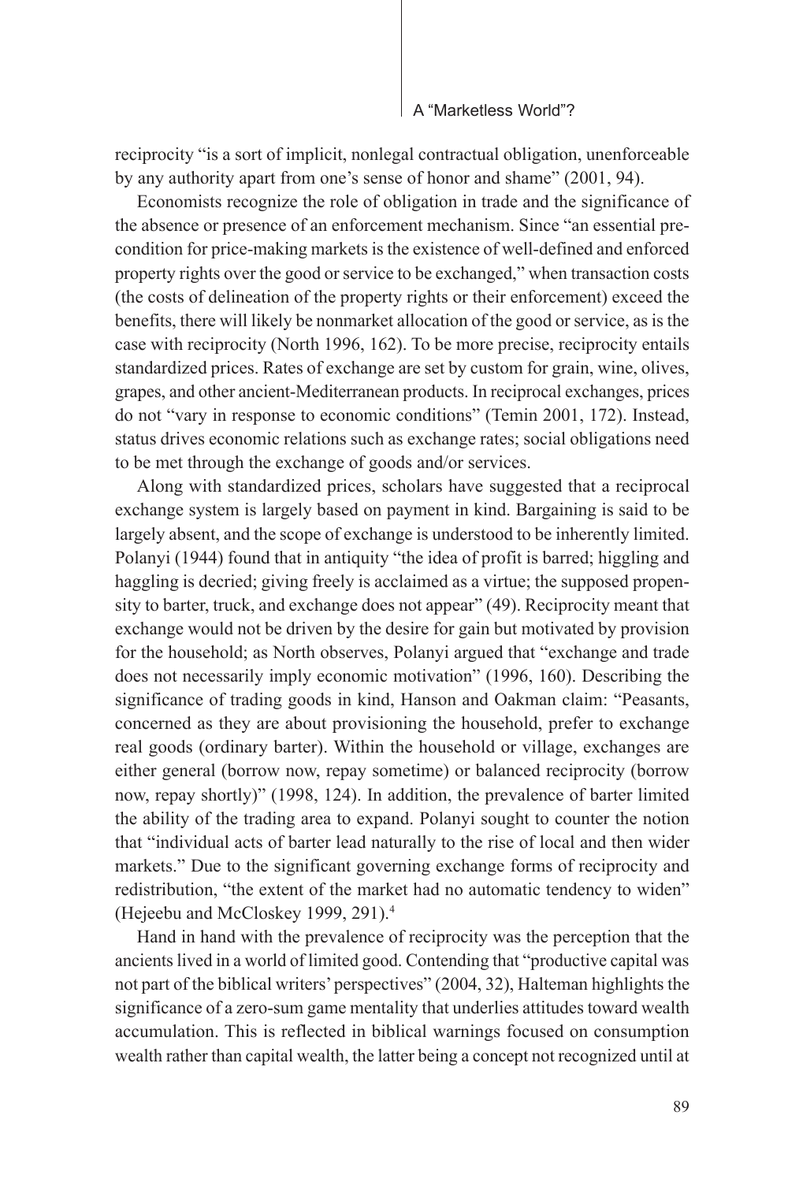reciprocity "is a sort of implicit, nonlegal contractual obligation, unenforceable by any authority apart from one's sense of honor and shame" (2001, 94).

Economists recognize the role of obligation in trade and the significance of the absence or presence of an enforcement mechanism. Since "an essential precondition for price-making markets is the existence of well-defined and enforced property rights over the good or service to be exchanged," when transaction costs (the costs of delineation of the property rights or their enforcement) exceed the benefits, there will likely be nonmarket allocation of the good or service, as is the case with reciprocity (North 1996, 162). To be more precise, reciprocity entails standardized prices. Rates of exchange are set by custom for grain, wine, olives, grapes, and other ancient-Mediterranean products. In reciprocal exchanges, prices do not "vary in response to economic conditions" (Temin 2001, 172). Instead, status drives economic relations such as exchange rates; social obligations need to be met through the exchange of goods and/or services.

Along with standardized prices, scholars have suggested that a reciprocal exchange system is largely based on payment in kind. Bargaining is said to be largely absent, and the scope of exchange is understood to be inherently limited. Polanyi (1944) found that in antiquity "the idea of profit is barred; higgling and haggling is decried; giving freely is acclaimed as a virtue; the supposed propensity to barter, truck, and exchange does not appear" (49). Reciprocity meant that exchange would not be driven by the desire for gain but motivated by provision for the household; as North observes, Polanyi argued that "exchange and trade does not necessarily imply economic motivation" (1996, 160). Describing the significance of trading goods in kind, Hanson and Oakman claim: "Peasants, concerned as they are about provisioning the household, prefer to exchange real goods (ordinary barter). Within the household or village, exchanges are either general (borrow now, repay sometime) or balanced reciprocity (borrow now, repay shortly)" (1998, 124). In addition, the prevalence of barter limited the ability of the trading area to expand. Polanyi sought to counter the notion that "individual acts of barter lead naturally to the rise of local and then wider markets." Due to the significant governing exchange forms of reciprocity and redistribution, "the extent of the market had no automatic tendency to widen" (Hejeebu and McCloskey 1999, 291).[4]

Hand in hand with the prevalence of reciprocity was the perception that the ancients lived in a world of limited good. Contending that "productive capital was not part of the biblical writers' perspectives" (2004, 32), Halteman highlights the significance of a zero-sum game mentality that underlies attitudes toward wealth accumulation. This is reflected in biblical warnings focused on consumption wealth rather than capital wealth, the latter being a concept not recognized until at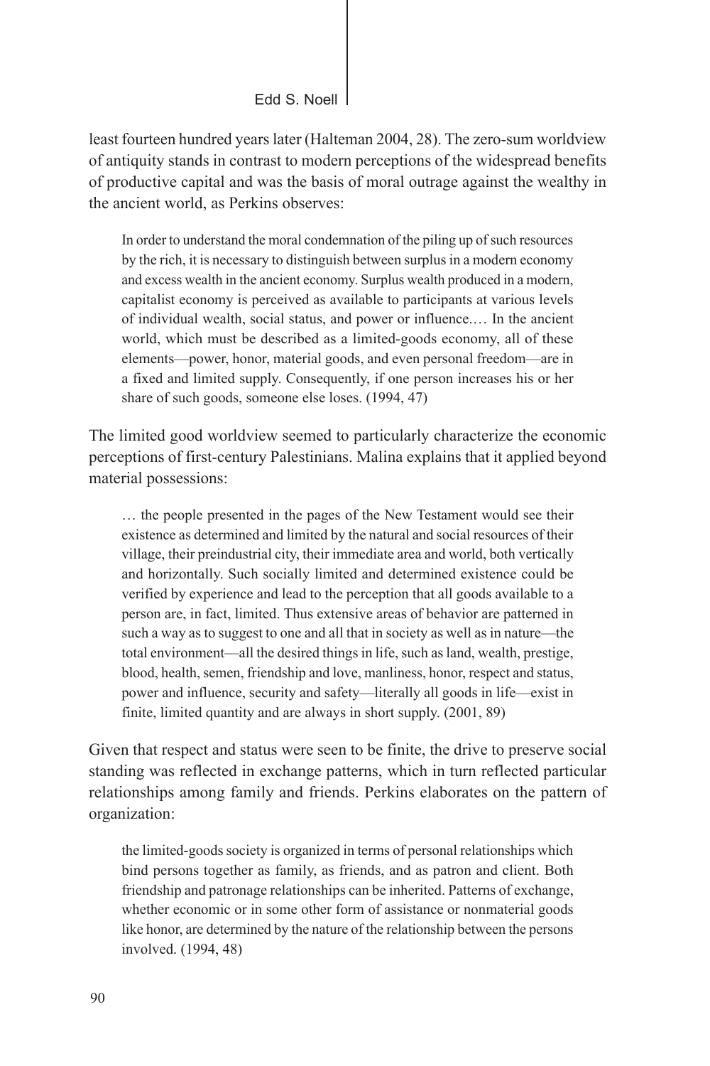least fourteen hundred years later (Halteman 2004, 28). The zero-sum worldview of antiquity stands in contrast to modern perceptions of the widespread benefits of productive capital and was the basis of moral outrage against the wealthy in the ancient world, as Perkins observes:

> In order to understand the moral condemnation of the piling up of such resources by the rich, it is necessary to distinguish between surplus in a modern economy and excess wealth in the ancient economy. Surplus wealth produced in a modern, capitalist economy is perceived as available to participants at various levels of individual wealth, social status, and power or influence.… In the ancient world, which must be described as a limited-goods economy, all of these elements—power, honor, material goods, and even personal freedom—are in a fixed and limited supply. Consequently, if one person increases his or her share of such goods, someone else loses. (1994, 47)

The limited good worldview seemed to particularly characterize the economic perceptions of first-century Palestinians. Malina explains that it applied beyond material possessions:

> … the people presented in the pages of the New Testament would see their existence as determined and limited by the natural and social resources of their village, their preindustrial city, their immediate area and world, both vertically and horizontally. Such socially limited and determined existence could be verified by experience and lead to the perception that all goods available to a person are, in fact, limited. Thus extensive areas of behavior are patterned in such a way as to suggest to one and all that in society as well as in nature—the total environment—all the desired things in life, such as land, wealth, prestige, blood, health, semen, friendship and love, manliness, honor, respect and status, power and influence, security and safety—literally all goods in life—exist in finite, limited quantity and are always in short supply. (2001, 89)

Given that respect and status were seen to be finite, the drive to preserve social standing was reflected in exchange patterns, which in turn reflected particular relationships among family and friends. Perkins elaborates on the pattern of organization:

> the limited-goods society is organized in terms of personal relationships which bind persons together as family, as friends, and as patron and client. Both friendship and patronage relationships can be inherited. Patterns of exchange, whether economic or in some other form of assistance or nonmaterial goods like honor, are determined by the nature of the relationship between the persons involved. (1994, 48)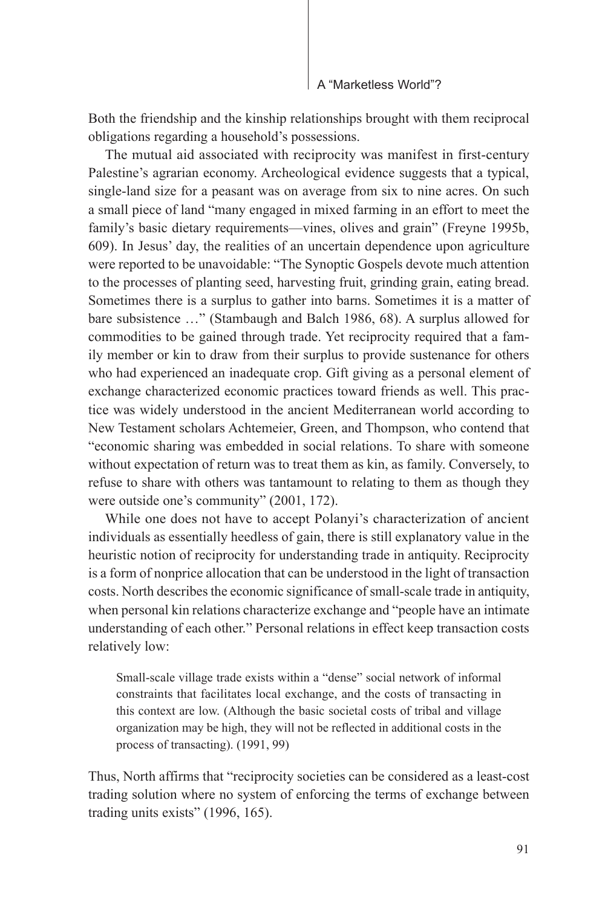Both the friendship and the kinship relationships brought with them reciprocal obligations regarding a household's possessions.

The mutual aid associated with reciprocity was manifest in first-century Palestine's agrarian economy. Archeological evidence suggests that a typical, single-land size for a peasant was on average from six to nine acres. On such a small piece of land "many engaged in mixed farming in an effort to meet the family's basic dietary requirements—vines, olives and grain" (Freyne 1995b, 609). In Jesus' day, the realities of an uncertain dependence upon agriculture were reported to be unavoidable: "The Synoptic Gospels devote much attention to the processes of planting seed, harvesting fruit, grinding grain, eating bread. Sometimes there is a surplus to gather into barns. Sometimes it is a matter of bare subsistence …" (Stambaugh and Balch 1986, 68). A surplus allowed for commodities to be gained through trade. Yet reciprocity required that a family member or kin to draw from their surplus to provide sustenance for others who had experienced an inadequate crop. Gift giving as a personal element of exchange characterized economic practices toward friends as well. This practice was widely understood in the ancient Mediterranean world according to New Testament scholars Achtemeier, Green, and Thompson, who contend that "economic sharing was embedded in social relations. To share with someone without expectation of return was to treat them as kin, as family. Conversely, to refuse to share with others was tantamount to relating to them as though they were outside one's community" (2001, 172).

While one does not have to accept Polanyi's characterization of ancient individuals as essentially heedless of gain, there is still explanatory value in the heuristic notion of reciprocity for understanding trade in antiquity. Reciprocity is a form of nonprice allocation that can be understood in the light of transaction costs. North describes the economic significance of small-scale trade in antiquity, when personal kin relations characterize exchange and "people have an intimate understanding of each other." Personal relations in effect keep transaction costs relatively low:

> Small-scale village trade exists within a "dense" social network of informal constraints that facilitates local exchange, and the costs of transacting in this context are low. (Although the basic societal costs of tribal and village organization may be high, they will not be reflected in additional costs in the process of transacting). (1991, 99)

Thus, North affirms that "reciprocity societies can be considered as a least-cost trading solution where no system of enforcing the terms of exchange between trading units exists" (1996, 165).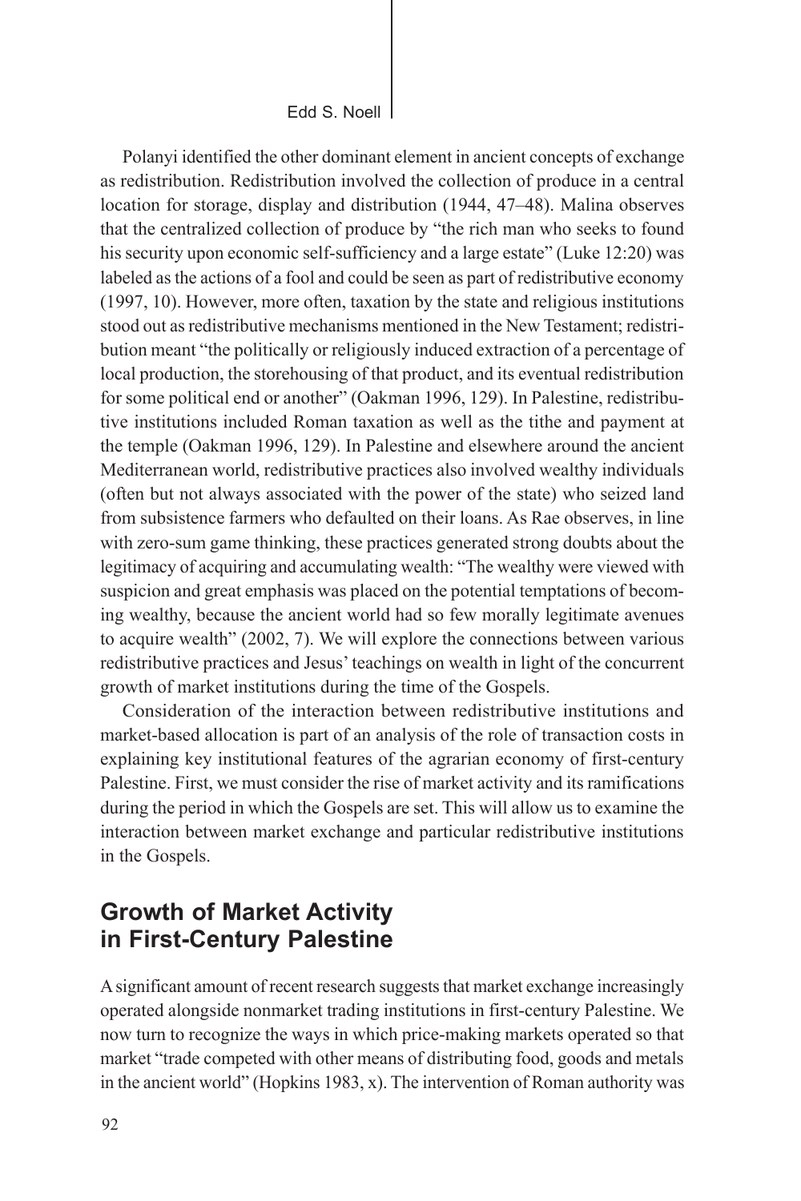Polanyi identified the other dominant element in ancient concepts of exchange as redistribution. Redistribution involved the collection of produce in a central location for storage, display and distribution (1944, 47–48). Malina observes that the centralized collection of produce by "the rich man who seeks to found his security upon economic self-sufficiency and a large estate" (Luke 12:20) was labeled as the actions of a fool and could be seen as part of redistributive economy (1997, 10). However, more often, taxation by the state and religious institutions stood out as redistributive mechanisms mentioned in the New Testament; redistribution meant "the politically or religiously induced extraction of a percentage of local production, the storehousing of that product, and its eventual redistribution for some political end or another" (Oakman 1996, 129). In Palestine, redistributive institutions included Roman taxation as well as the tithe and payment at the temple (Oakman 1996, 129). In Palestine and elsewhere around the ancient Mediterranean world, redistributive practices also involved wealthy individuals (often but not always associated with the power of the state) who seized land from subsistence farmers who defaulted on their loans. As Rae observes, in line with zero-sum game thinking, these practices generated strong doubts about the legitimacy of acquiring and accumulating wealth: "The wealthy were viewed with suspicion and great emphasis was placed on the potential temptations of becoming wealthy, because the ancient world had so few morally legitimate avenues to acquire wealth" (2002, 7). We will explore the connections between various redistributive practices and Jesus' teachings on wealth in light of the concurrent growth of market institutions during the time of the Gospels.

Consideration of the interaction between redistributive institutions and market-based allocation is part of an analysis of the role of transaction costs in explaining key institutional features of the agrarian economy of first-century Palestine. First, we must consider the rise of market activity and its ramifications during the period in which the Gospels are set. This will allow us to examine the interaction between market exchange and particular redistributive institutions in the Gospels.

## Growth of Market Activity in First-Century Palestine

A significant amount of recent research suggests that market exchange increasingly operated alongside nonmarket trading institutions in first-century Palestine. We now turn to recognize the ways in which price-making markets operated so that market "trade competed with other means of distributing food, goods and metals in the ancient world" (Hopkins 1983, x). The intervention of Roman authority was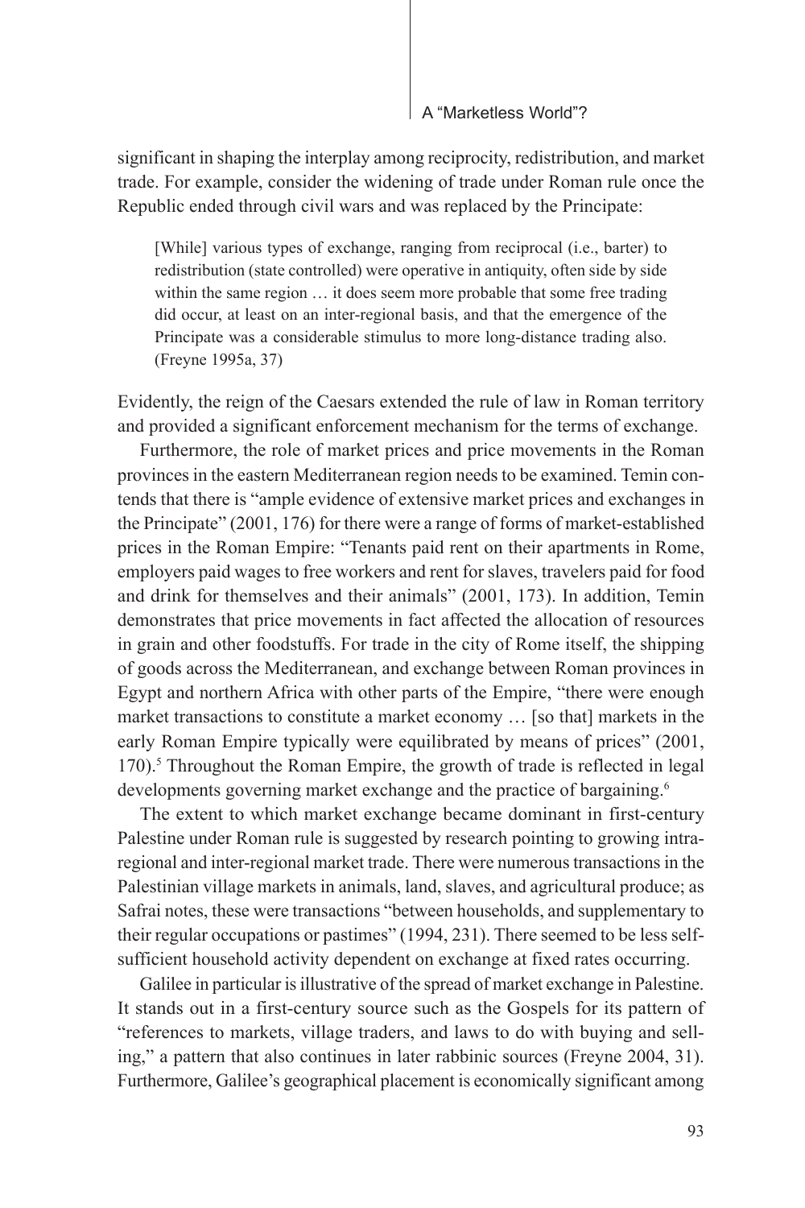significant in shaping the interplay among reciprocity, redistribution, and market trade. For example, consider the widening of trade under Roman rule once the Republic ended through civil wars and was replaced by the Principate:

> [While] various types of exchange, ranging from reciprocal (i.e., barter) to redistribution (state controlled) were operative in antiquity, often side by side within the same region … it does seem more probable that some free trading did occur, at least on an inter-regional basis, and that the emergence of the Principate was a considerable stimulus to more long-distance trading also. (Freyne 1995a, 37)

Evidently, the reign of the Caesars extended the rule of law in Roman territory and provided a significant enforcement mechanism for the terms of exchange.

Furthermore, the role of market prices and price movements in the Roman provinces in the eastern Mediterranean region needs to be examined. Temin contends that there is "ample evidence of extensive market prices and exchanges in the Principate" (2001, 176) for there were a range of forms of market-established prices in the Roman Empire: "Tenants paid rent on their apartments in Rome, employers paid wages to free workers and rent for slaves, travelers paid for food and drink for themselves and their animals" (2001, 173). In addition, Temin demonstrates that price movements in fact affected the allocation of resources in grain and other foodstuffs. For trade in the city of Rome itself, the shipping of goods across the Mediterranean, and exchange between Roman provinces in Egypt and northern Africa with other parts of the Empire, "there were enough market transactions to constitute a market economy … [so that] markets in the early Roman Empire typically were equilibrated by means of prices" (2001, 170).[5] Throughout the Roman Empire, the growth of trade is reflected in legal developments governing market exchange and the practice of bargaining.[6]

The extent to which market exchange became dominant in first-century Palestine under Roman rule is suggested by research pointing to growing intra-regional and inter-regional market trade. There were numerous transactions in the Palestinian village markets in animals, land, slaves, and agricultural produce; as Safrai notes, these were transactions "between households, and supplementary to their regular occupations or pastimes" (1994, 231). There seemed to be less self-sufficient household activity dependent on exchange at fixed rates occurring.

Galilee in particular is illustrative of the spread of market exchange in Palestine. It stands out in a first-century source such as the Gospels for its pattern of "references to markets, village traders, and laws to do with buying and selling," a pattern that also continues in later rabbinic sources (Freyne 2004, 31). Furthermore, Galilee's geographical placement is economically significant among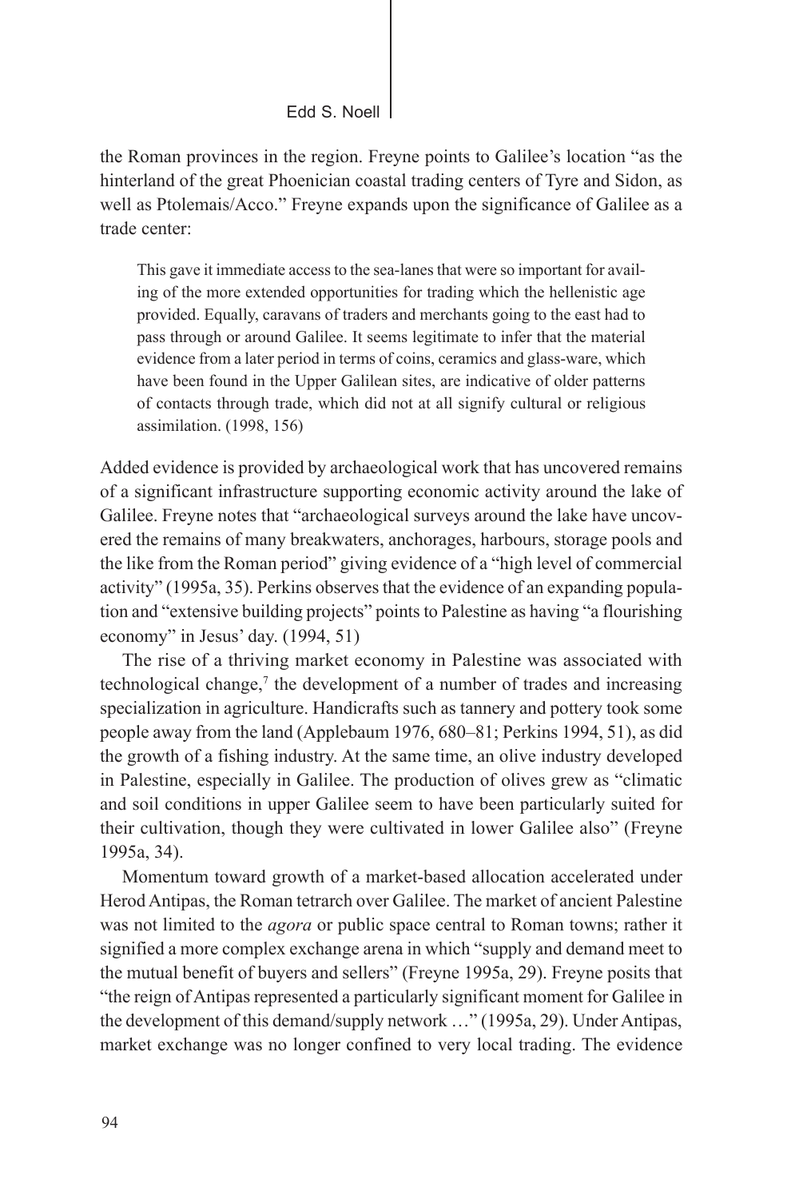the Roman provinces in the region. Freyne points to Galilee's location "as the hinterland of the great Phoenician coastal trading centers of Tyre and Sidon, as well as Ptolemais/Acco." Freyne expands upon the significance of Galilee as a trade center:

> This gave it immediate access to the sea-lanes that were so important for availing of the more extended opportunities for trading which the hellenistic age provided. Equally, caravans of traders and merchants going to the east had to pass through or around Galilee. It seems legitimate to infer that the material evidence from a later period in terms of coins, ceramics and glass-ware, which have been found in the Upper Galilean sites, are indicative of older patterns of contacts through trade, which did not at all signify cultural or religious assimilation. (1998, 156)

Added evidence is provided by archaeological work that has uncovered remains of a significant infrastructure supporting economic activity around the lake of Galilee. Freyne notes that "archaeological surveys around the lake have uncovered the remains of many breakwaters, anchorages, harbours, storage pools and the like from the Roman period" giving evidence of a "high level of commercial activity" (1995a, 35). Perkins observes that the evidence of an expanding population and "extensive building projects" points to Palestine as having "a flourishing economy" in Jesus' day. (1994, 51)

The rise of a thriving market economy in Palestine was associated with technological change,[7] the development of a number of trades and increasing specialization in agriculture. Handicrafts such as tannery and pottery took some people away from the land (Applebaum 1976, 680–81; Perkins 1994, 51), as did the growth of a fishing industry. At the same time, an olive industry developed in Palestine, especially in Galilee. The production of olives grew as "climatic and soil conditions in upper Galilee seem to have been particularly suited for their cultivation, though they were cultivated in lower Galilee also" (Freyne 1995a, 34).

Momentum toward growth of a market-based allocation accelerated under Herod Antipas, the Roman tetrarch over Galilee. The market of ancient Palestine was not limited to the *agora* or public space central to Roman towns; rather it signified a more complex exchange arena in which "supply and demand meet to the mutual benefit of buyers and sellers" (Freyne 1995a, 29). Freyne posits that "the reign of Antipas represented a particularly significant moment for Galilee in the development of this demand/supply network …" (1995a, 29). Under Antipas, market exchange was no longer confined to very local trading. The evidence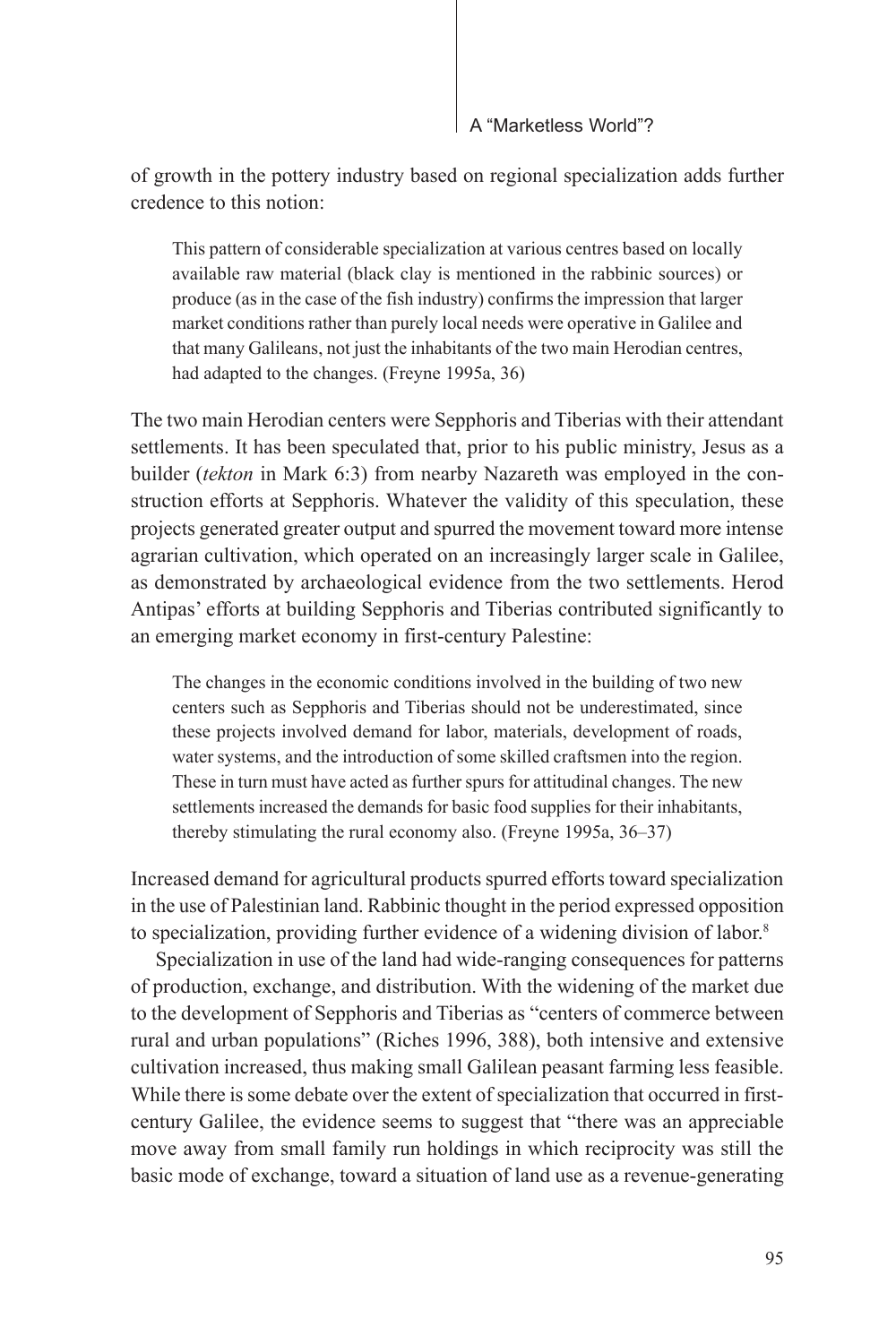of growth in the pottery industry based on regional specialization adds further credence to this notion:

> This pattern of considerable specialization at various centres based on locally available raw material (black clay is mentioned in the rabbinic sources) or produce (as in the case of the fish industry) confirms the impression that larger market conditions rather than purely local needs were operative in Galilee and that many Galileans, not just the inhabitants of the two main Herodian centres, had adapted to the changes. (Freyne 1995a, 36)

The two main Herodian centers were Sepphoris and Tiberias with their attendant settlements. It has been speculated that, prior to his public ministry, Jesus as a builder (*tekton* in Mark 6:3) from nearby Nazareth was employed in the construction efforts at Sepphoris. Whatever the validity of this speculation, these projects generated greater output and spurred the movement toward more intense agrarian cultivation, which operated on an increasingly larger scale in Galilee, as demonstrated by archaeological evidence from the two settlements. Herod Antipas' efforts at building Sepphoris and Tiberias contributed significantly to an emerging market economy in first-century Palestine:

> The changes in the economic conditions involved in the building of two new centers such as Sepphoris and Tiberias should not be underestimated, since these projects involved demand for labor, materials, development of roads, water systems, and the introduction of some skilled craftsmen into the region. These in turn must have acted as further spurs for attitudinal changes. The new settlements increased the demands for basic food supplies for their inhabitants, thereby stimulating the rural economy also. (Freyne 1995a, 36–37)

Increased demand for agricultural products spurred efforts toward specialization in the use of Palestinian land. Rabbinic thought in the period expressed opposition to specialization, providing further evidence of a widening division of labor.[8]

Specialization in use of the land had wide-ranging consequences for patterns of production, exchange, and distribution. With the widening of the market due to the development of Sepphoris and Tiberias as "centers of commerce between rural and urban populations" (Riches 1996, 388), both intensive and extensive cultivation increased, thus making small Galilean peasant farming less feasible. While there is some debate over the extent of specialization that occurred in first-century Galilee, the evidence seems to suggest that "there was an appreciable move away from small family run holdings in which reciprocity was still the basic mode of exchange, toward a situation of land use as a revenue-generating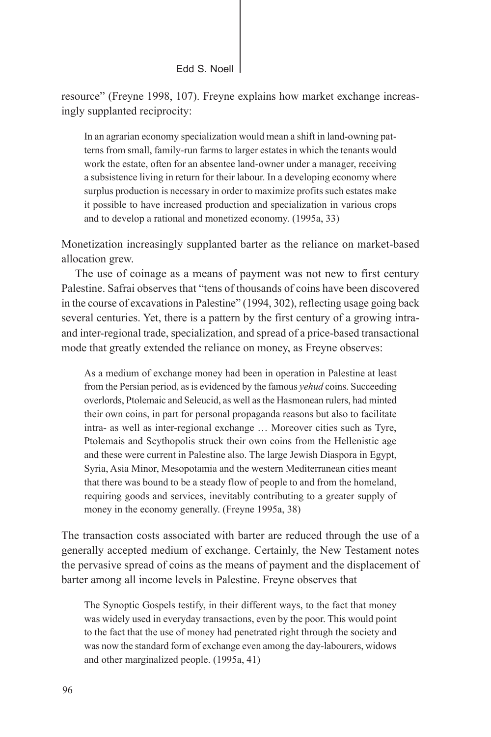resource" (Freyne 1998, 107). Freyne explains how market exchange increasingly supplanted reciprocity:

> In an agrarian economy specialization would mean a shift in land-owning patterns from small, family-run farms to larger estates in which the tenants would work the estate, often for an absentee land-owner under a manager, receiving a subsistence living in return for their labour. In a developing economy where surplus production is necessary in order to maximize profits such estates make it possible to have increased production and specialization in various crops and to develop a rational and monetized economy. (1995a, 33)

Monetization increasingly supplanted barter as the reliance on market-based allocation grew.

The use of coinage as a means of payment was not new to first century Palestine. Safrai observes that "tens of thousands of coins have been discovered in the course of excavations in Palestine" (1994, 302), reflecting usage going back several centuries. Yet, there is a pattern by the first century of a growing intra- and inter-regional trade, specialization, and spread of a price-based transactional mode that greatly extended the reliance on money, as Freyne observes:

> As a medium of exchange money had been in operation in Palestine at least from the Persian period, as is evidenced by the famous *yehud* coins. Succeeding overlords, Ptolemaic and Seleucid, as well as the Hasmonean rulers, had minted their own coins, in part for personal propaganda reasons but also to facilitate intra- as well as inter-regional exchange … Moreover cities such as Tyre, Ptolemais and Scythopolis struck their own coins from the Hellenistic age and these were current in Palestine also. The large Jewish Diaspora in Egypt, Syria, Asia Minor, Mesopotamia and the western Mediterranean cities meant that there was bound to be a steady flow of people to and from the homeland, requiring goods and services, inevitably contributing to a greater supply of money in the economy generally. (Freyne 1995a, 38)

The transaction costs associated with barter are reduced through the use of a generally accepted medium of exchange. Certainly, the New Testament notes the pervasive spread of coins as the means of payment and the displacement of barter among all income levels in Palestine. Freyne observes that

> The Synoptic Gospels testify, in their different ways, to the fact that money was widely used in everyday transactions, even by the poor. This would point to the fact that the use of money had penetrated right through the society and was now the standard form of exchange even among the day-labourers, widows and other marginalized people. (1995a, 41)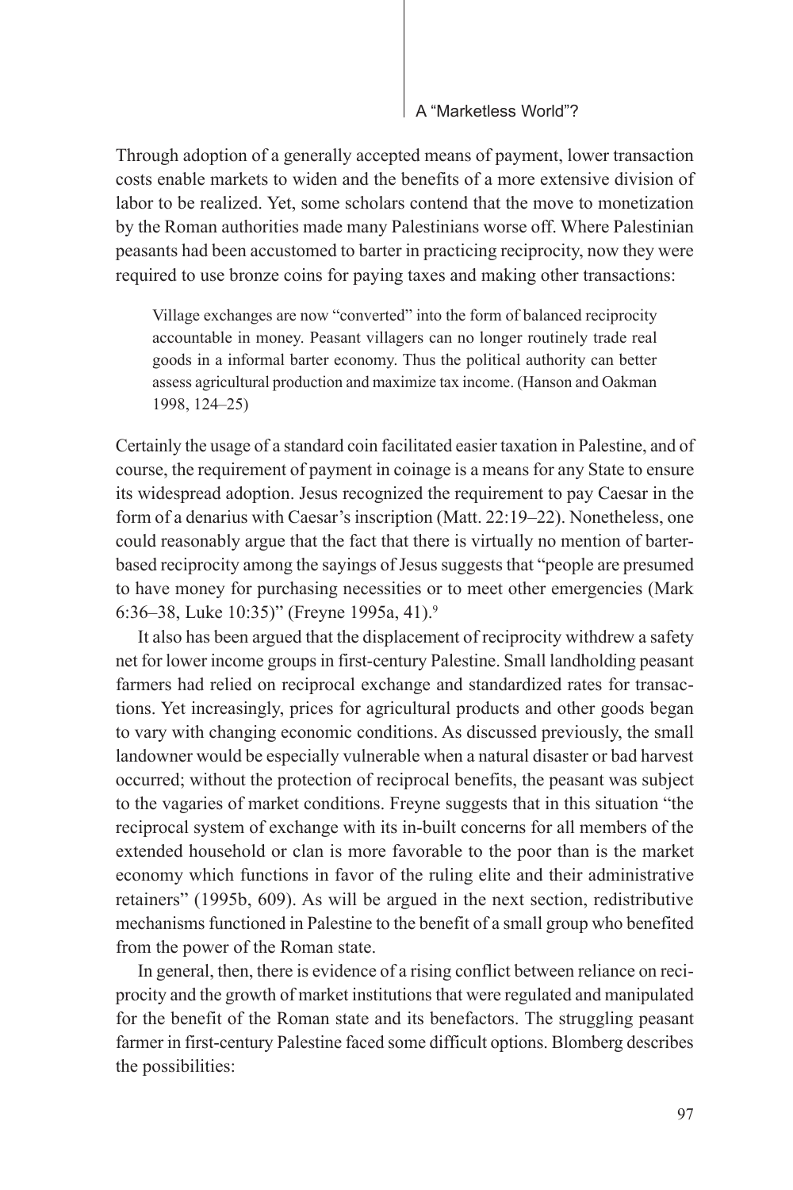Through adoption of a generally accepted means of payment, lower transaction costs enable markets to widen and the benefits of a more extensive division of labor to be realized. Yet, some scholars contend that the move to monetization by the Roman authorities made many Palestinians worse off. Where Palestinian peasants had been accustomed to barter in practicing reciprocity, now they were required to use bronze coins for paying taxes and making other transactions:

> Village exchanges are now "converted" into the form of balanced reciprocity accountable in money. Peasant villagers can no longer routinely trade real goods in a informal barter economy. Thus the political authority can better assess agricultural production and maximize tax income. (Hanson and Oakman 1998, 124–25)

Certainly the usage of a standard coin facilitated easier taxation in Palestine, and of course, the requirement of payment in coinage is a means for any State to ensure its widespread adoption. Jesus recognized the requirement to pay Caesar in the form of a denarius with Caesar's inscription (Matt. 22:19–22). Nonetheless, one could reasonably argue that the fact that there is virtually no mention of barter-based reciprocity among the sayings of Jesus suggests that "people are presumed to have money for purchasing necessities or to meet other emergencies (Mark 6:36–38, Luke 10:35)" (Freyne 1995a, 41).[9]

It also has been argued that the displacement of reciprocity withdrew a safety net for lower income groups in first-century Palestine. Small landholding peasant farmers had relied on reciprocal exchange and standardized rates for transactions. Yet increasingly, prices for agricultural products and other goods began to vary with changing economic conditions. As discussed previously, the small landowner would be especially vulnerable when a natural disaster or bad harvest occurred; without the protection of reciprocal benefits, the peasant was subject to the vagaries of market conditions. Freyne suggests that in this situation "the reciprocal system of exchange with its in-built concerns for all members of the extended household or clan is more favorable to the poor than is the market economy which functions in favor of the ruling elite and their administrative retainers" (1995b, 609). As will be argued in the next section, redistributive mechanisms functioned in Palestine to the benefit of a small group who benefited from the power of the Roman state.

In general, then, there is evidence of a rising conflict between reliance on reciprocity and the growth of market institutions that were regulated and manipulated for the benefit of the Roman state and its benefactors. The struggling peasant farmer in first-century Palestine faced some difficult options. Blomberg describes the possibilities: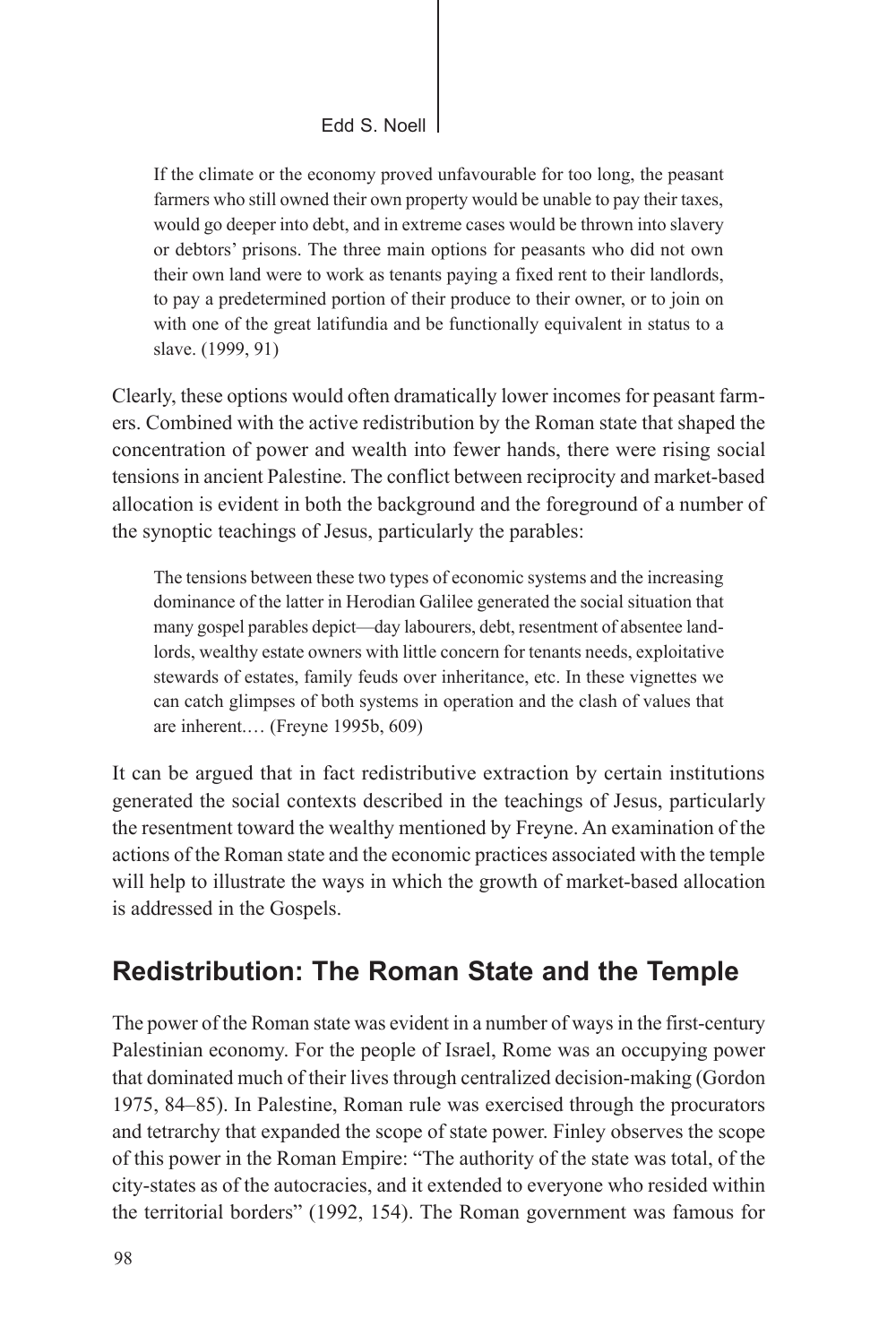> If the climate or the economy proved unfavourable for too long, the peasant farmers who still owned their own property would be unable to pay their taxes, would go deeper into debt, and in extreme cases would be thrown into slavery or debtors' prisons. The three main options for peasants who did not own their own land were to work as tenants paying a fixed rent to their landlords, to pay a predetermined portion of their produce to their owner, or to join on with one of the great latifundia and be functionally equivalent in status to a slave. (1999, 91)

Clearly, these options would often dramatically lower incomes for peasant farmers. Combined with the active redistribution by the Roman state that shaped the concentration of power and wealth into fewer hands, there were rising social tensions in ancient Palestine. The conflict between reciprocity and market-based allocation is evident in both the background and the foreground of a number of the synoptic teachings of Jesus, particularly the parables:

> The tensions between these two types of economic systems and the increasing dominance of the latter in Herodian Galilee generated the social situation that many gospel parables depict—day labourers, debt, resentment of absentee landlords, wealthy estate owners with little concern for tenants needs, exploitative stewards of estates, family feuds over inheritance, etc. In these vignettes we can catch glimpses of both systems in operation and the clash of values that are inherent.… (Freyne 1995b, 609)

It can be argued that in fact redistributive extraction by certain institutions generated the social contexts described in the teachings of Jesus, particularly the resentment toward the wealthy mentioned by Freyne. An examination of the actions of the Roman state and the economic practices associated with the temple will help to illustrate the ways in which the growth of market-based allocation is addressed in the Gospels.

## Redistribution: The Roman State and the Temple

The power of the Roman state was evident in a number of ways in the first-century Palestinian economy. For the people of Israel, Rome was an occupying power that dominated much of their lives through centralized decision-making (Gordon 1975, 84–85). In Palestine, Roman rule was exercised through the procurators and tetrarchy that expanded the scope of state power. Finley observes the scope of this power in the Roman Empire: "The authority of the state was total, of the city-states as of the autocracies, and it extended to everyone who resided within the territorial borders" (1992, 154). The Roman government was famous for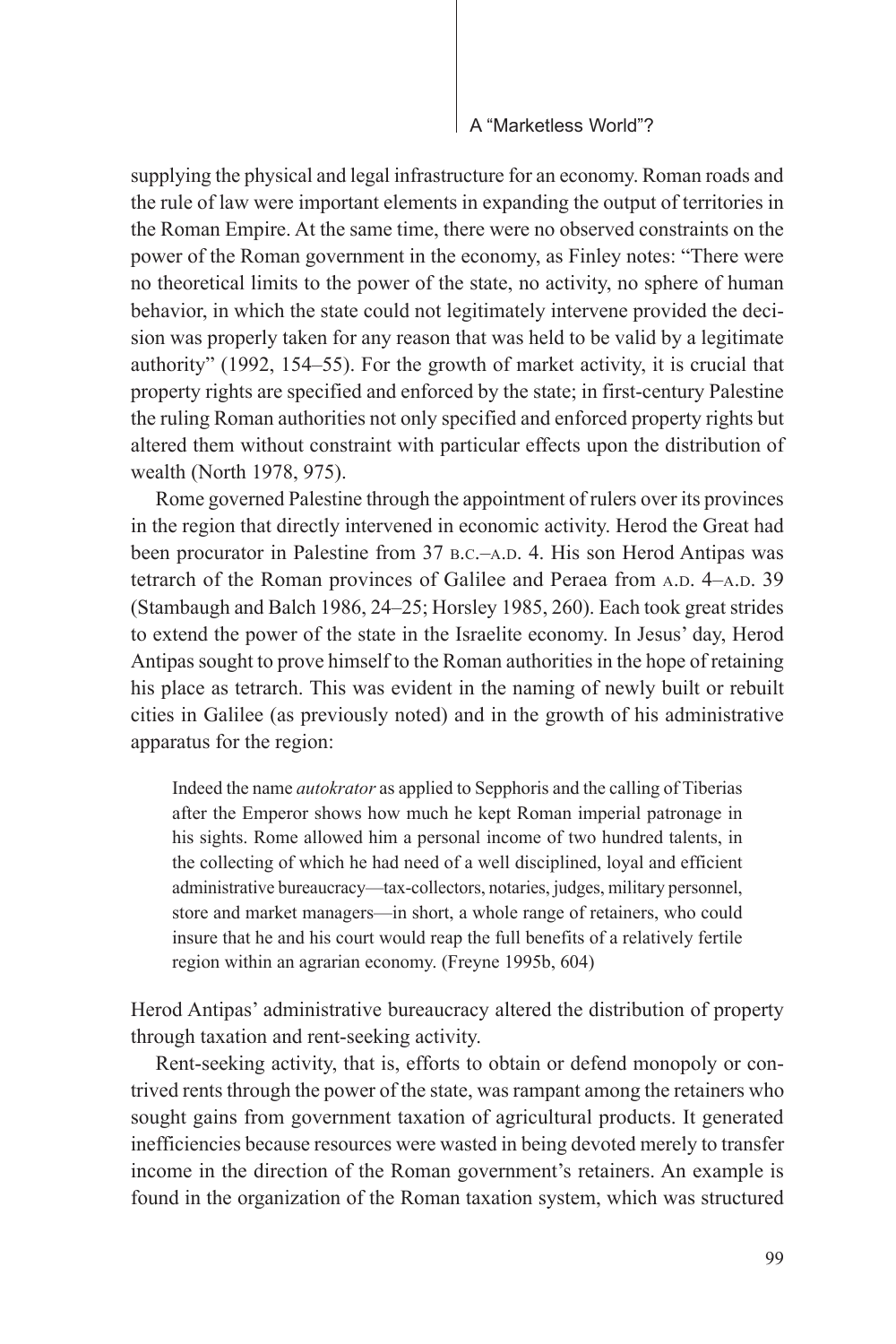supplying the physical and legal infrastructure for an economy. Roman roads and the rule of law were important elements in expanding the output of territories in the Roman Empire. At the same time, there were no observed constraints on the power of the Roman government in the economy, as Finley notes: "There were no theoretical limits to the power of the state, no activity, no sphere of human behavior, in which the state could not legitimately intervene provided the decision was properly taken for any reason that was held to be valid by a legitimate authority" (1992, 154–55). For the growth of market activity, it is crucial that property rights are specified and enforced by the state; in first-century Palestine the ruling Roman authorities not only specified and enforced property rights but altered them without constraint with particular effects upon the distribution of wealth (North 1978, 975).

Rome governed Palestine through the appointment of rulers over its provinces in the region that directly intervened in economic activity. Herod the Great had been procurator in Palestine from 37 B.C.–A.D. 4. His son Herod Antipas was tetrarch of the Roman provinces of Galilee and Peraea from A.D. 4–A.D. 39 (Stambaugh and Balch 1986, 24–25; Horsley 1985, 260). Each took great strides to extend the power of the state in the Israelite economy. In Jesus' day, Herod Antipas sought to prove himself to the Roman authorities in the hope of retaining his place as tetrarch. This was evident in the naming of newly built or rebuilt cities in Galilee (as previously noted) and in the growth of his administrative apparatus for the region:

> Indeed the name *autokrator* as applied to Sepphoris and the calling of Tiberias after the Emperor shows how much he kept Roman imperial patronage in his sights. Rome allowed him a personal income of two hundred talents, in the collecting of which he had need of a well disciplined, loyal and efficient administrative bureaucracy—tax-collectors, notaries, judges, military personnel, store and market managers—in short, a whole range of retainers, who could insure that he and his court would reap the full benefits of a relatively fertile region within an agrarian economy. (Freyne 1995b, 604)

Herod Antipas' administrative bureaucracy altered the distribution of property through taxation and rent-seeking activity.

Rent-seeking activity, that is, efforts to obtain or defend monopoly or contrived rents through the power of the state, was rampant among the retainers who sought gains from government taxation of agricultural products. It generated inefficiencies because resources were wasted in being devoted merely to transfer income in the direction of the Roman government's retainers. An example is found in the organization of the Roman taxation system, which was structured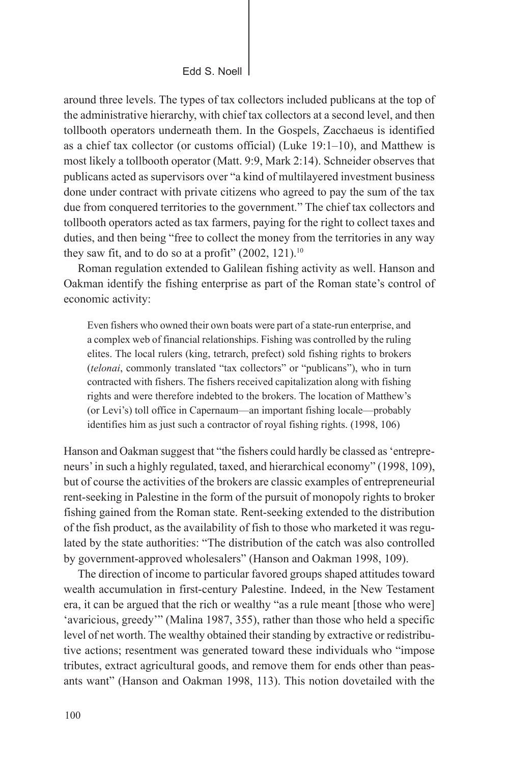around three levels. The types of tax collectors included publicans at the top of the administrative hierarchy, with chief tax collectors at a second level, and then tollbooth operators underneath them. In the Gospels, Zacchaeus is identified as a chief tax collector (or customs official) (Luke 19:1–10), and Matthew is most likely a tollbooth operator (Matt. 9:9, Mark 2:14). Schneider observes that publicans acted as supervisors over "a kind of multilayered investment business done under contract with private citizens who agreed to pay the sum of the tax due from conquered territories to the government." The chief tax collectors and tollbooth operators acted as tax farmers, paying for the right to collect taxes and duties, and then being "free to collect the money from the territories in any way they saw fit, and to do so at a profit" (2002, 121).[10]

Roman regulation extended to Galilean fishing activity as well. Hanson and Oakman identify the fishing enterprise as part of the Roman state's control of economic activity:

> Even fishers who owned their own boats were part of a state-run enterprise, and a complex web of financial relationships. Fishing was controlled by the ruling elites. The local rulers (king, tetrarch, prefect) sold fishing rights to brokers (*telonai*, commonly translated "tax collectors" or "publicans"), who in turn contracted with fishers. The fishers received capitalization along with fishing rights and were therefore indebted to the brokers. The location of Matthew's (or Levi's) toll office in Capernaum—an important fishing locale—probably identifies him as just such a contractor of royal fishing rights. (1998, 106)

Hanson and Oakman suggest that "the fishers could hardly be classed as 'entrepreneurs' in such a highly regulated, taxed, and hierarchical economy" (1998, 109), but of course the activities of the brokers are classic examples of entrepreneurial rent-seeking in Palestine in the form of the pursuit of monopoly rights to broker fishing gained from the Roman state. Rent-seeking extended to the distribution of the fish product, as the availability of fish to those who marketed it was regulated by the state authorities: "The distribution of the catch was also controlled by government-approved wholesalers" (Hanson and Oakman 1998, 109).

The direction of income to particular favored groups shaped attitudes toward wealth accumulation in first-century Palestine. Indeed, in the New Testament era, it can be argued that the rich or wealthy "as a rule meant [those who were] 'avaricious, greedy'" (Malina 1987, 355), rather than those who held a specific level of net worth. The wealthy obtained their standing by extractive or redistributive actions; resentment was generated toward these individuals who "impose tributes, extract agricultural goods, and remove them for ends other than peasants want" (Hanson and Oakman 1998, 113). This notion dovetailed with the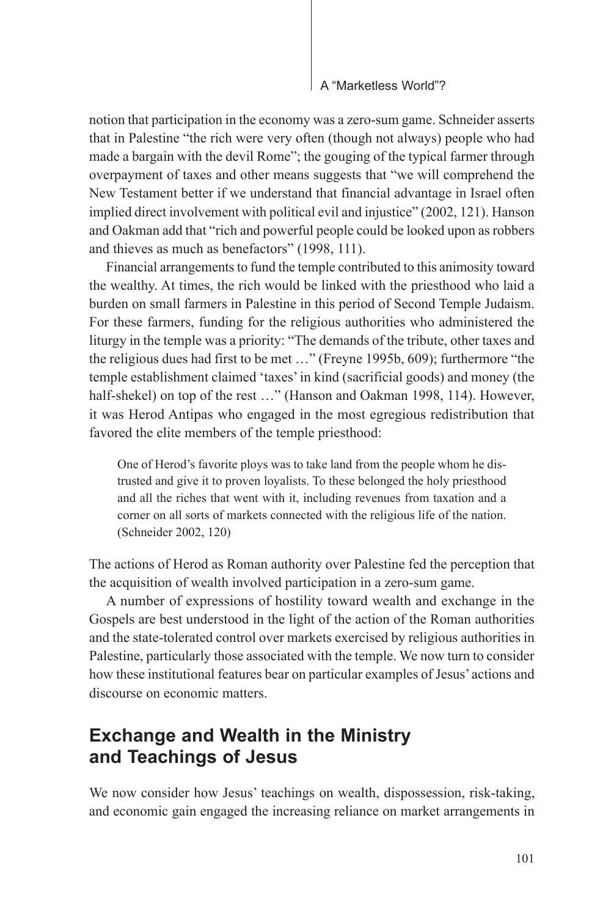notion that participation in the economy was a zero-sum game. Schneider asserts that in Palestine "the rich were very often (though not always) people who had made a bargain with the devil Rome"; the gouging of the typical farmer through overpayment of taxes and other means suggests that "we will comprehend the New Testament better if we understand that financial advantage in Israel often implied direct involvement with political evil and injustice" (2002, 121). Hanson and Oakman add that "rich and powerful people could be looked upon as robbers and thieves as much as benefactors" (1998, 111).

Financial arrangements to fund the temple contributed to this animosity toward the wealthy. At times, the rich would be linked with the priesthood who laid a burden on small farmers in Palestine in this period of Second Temple Judaism. For these farmers, funding for the religious authorities who administered the liturgy in the temple was a priority: "The demands of the tribute, other taxes and the religious dues had first to be met …" (Freyne 1995b, 609); furthermore "the temple establishment claimed 'taxes' in kind (sacrificial goods) and money (the half-shekel) on top of the rest …" (Hanson and Oakman 1998, 114). However, it was Herod Antipas who engaged in the most egregious redistribution that favored the elite members of the temple priesthood:

> One of Herod's favorite ploys was to take land from the people whom he distrusted and give it to proven loyalists. To these belonged the holy priesthood and all the riches that went with it, including revenues from taxation and a corner on all sorts of markets connected with the religious life of the nation. (Schneider 2002, 120)

The actions of Herod as Roman authority over Palestine fed the perception that the acquisition of wealth involved participation in a zero-sum game.

A number of expressions of hostility toward wealth and exchange in the Gospels are best understood in the light of the action of the Roman authorities and the state-tolerated control over markets exercised by religious authorities in Palestine, particularly those associated with the temple. We now turn to consider how these institutional features bear on particular examples of Jesus' actions and discourse on economic matters.

## Exchange and Wealth in the Ministry and Teachings of Jesus

We now consider how Jesus' teachings on wealth, dispossession, risk-taking, and economic gain engaged the increasing reliance on market arrangements in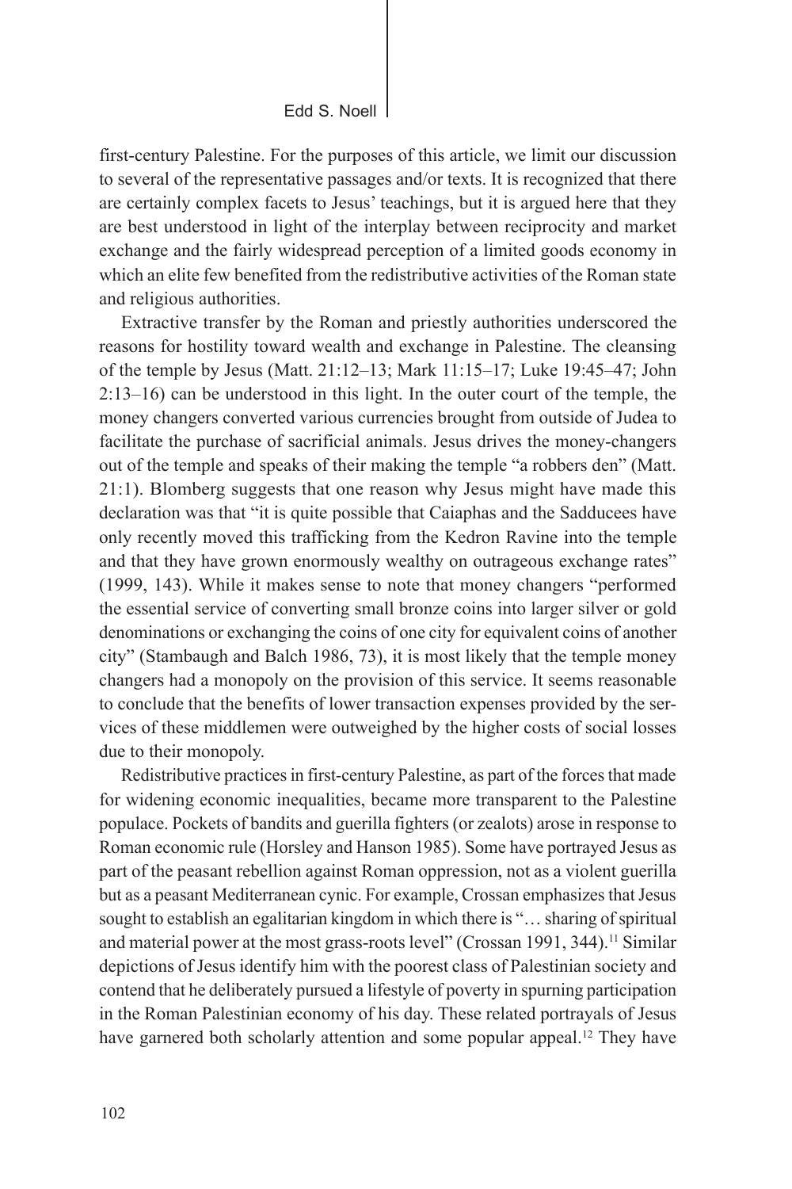first-century Palestine. For the purposes of this article, we limit our discussion to several of the representative passages and/or texts. It is recognized that there are certainly complex facets to Jesus' teachings, but it is argued here that they are best understood in light of the interplay between reciprocity and market exchange and the fairly widespread perception of a limited goods economy in which an elite few benefited from the redistributive activities of the Roman state and religious authorities.

Extractive transfer by the Roman and priestly authorities underscored the reasons for hostility toward wealth and exchange in Palestine. The cleansing of the temple by Jesus (Matt. 21:12–13; Mark 11:15–17; Luke 19:45–47; John 2:13–16) can be understood in this light. In the outer court of the temple, the money changers converted various currencies brought from outside of Judea to facilitate the purchase of sacrificial animals. Jesus drives the money-changers out of the temple and speaks of their making the temple "a robbers den" (Matt. 21:1). Blomberg suggests that one reason why Jesus might have made this declaration was that "it is quite possible that Caiaphas and the Sadducees have only recently moved this trafficking from the Kedron Ravine into the temple and that they have grown enormously wealthy on outrageous exchange rates" (1999, 143). While it makes sense to note that money changers "performed the essential service of converting small bronze coins into larger silver or gold denominations or exchanging the coins of one city for equivalent coins of another city" (Stambaugh and Balch 1986, 73), it is most likely that the temple money changers had a monopoly on the provision of this service. It seems reasonable to conclude that the benefits of lower transaction expenses provided by the services of these middlemen were outweighed by the higher costs of social losses due to their monopoly.

Redistributive practices in first-century Palestine, as part of the forces that made for widening economic inequalities, became more transparent to the Palestine populace. Pockets of bandits and guerilla fighters (or zealots) arose in response to Roman economic rule (Horsley and Hanson 1985). Some have portrayed Jesus as part of the peasant rebellion against Roman oppression, not as a violent guerilla but as a peasant Mediterranean cynic. For example, Crossan emphasizes that Jesus sought to establish an egalitarian kingdom in which there is "… sharing of spiritual and material power at the most grass-roots level" (Crossan 1991, 344).[11] Similar depictions of Jesus identify him with the poorest class of Palestinian society and contend that he deliberately pursued a lifestyle of poverty in spurning participation in the Roman Palestinian economy of his day. These related portrayals of Jesus have garnered both scholarly attention and some popular appeal.[12] They have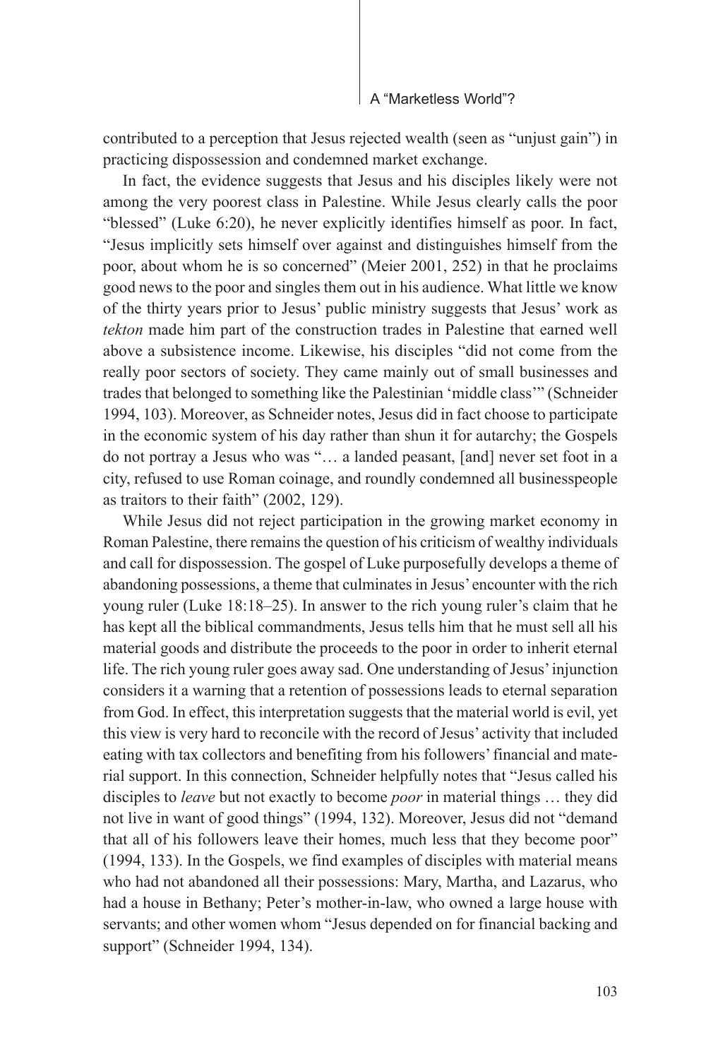contributed to a perception that Jesus rejected wealth (seen as "unjust gain") in practicing dispossession and condemned market exchange.

In fact, the evidence suggests that Jesus and his disciples likely were not among the very poorest class in Palestine. While Jesus clearly calls the poor "blessed" (Luke 6:20), he never explicitly identifies himself as poor. In fact, "Jesus implicitly sets himself over against and distinguishes himself from the poor, about whom he is so concerned" (Meier 2001, 252) in that he proclaims good news to the poor and singles them out in his audience. What little we know of the thirty years prior to Jesus' public ministry suggests that Jesus' work as *tekton* made him part of the construction trades in Palestine that earned well above a subsistence income. Likewise, his disciples "did not come from the really poor sectors of society. They came mainly out of small businesses and trades that belonged to something like the Palestinian 'middle class'" (Schneider 1994, 103). Moreover, as Schneider notes, Jesus did in fact choose to participate in the economic system of his day rather than shun it for autarchy; the Gospels do not portray a Jesus who was "… a landed peasant, [and] never set foot in a city, refused to use Roman coinage, and roundly condemned all businesspeople as traitors to their faith" (2002, 129).

While Jesus did not reject participation in the growing market economy in Roman Palestine, there remains the question of his criticism of wealthy individuals and call for dispossession. The gospel of Luke purposefully develops a theme of abandoning possessions, a theme that culminates in Jesus' encounter with the rich young ruler (Luke 18:18–25). In answer to the rich young ruler's claim that he has kept all the biblical commandments, Jesus tells him that he must sell all his material goods and distribute the proceeds to the poor in order to inherit eternal life. The rich young ruler goes away sad. One understanding of Jesus' injunction considers it a warning that a retention of possessions leads to eternal separation from God. In effect, this interpretation suggests that the material world is evil, yet this view is very hard to reconcile with the record of Jesus' activity that included eating with tax collectors and benefiting from his followers' financial and material support. In this connection, Schneider helpfully notes that "Jesus called his disciples to *leave* but not exactly to become *poor* in material things … they did not live in want of good things" (1994, 132). Moreover, Jesus did not "demand that all of his followers leave their homes, much less that they become poor" (1994, 133). In the Gospels, we find examples of disciples with material means who had not abandoned all their possessions: Mary, Martha, and Lazarus, who had a house in Bethany; Peter's mother-in-law, who owned a large house with servants; and other women whom "Jesus depended on for financial backing and support" (Schneider 1994, 134).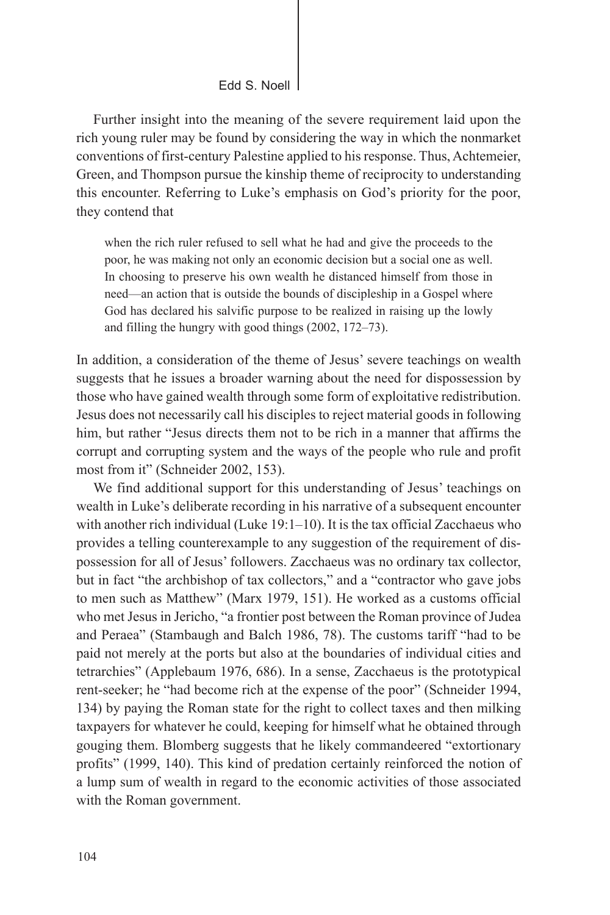Further insight into the meaning of the severe requirement laid upon the rich young ruler may be found by considering the way in which the nonmarket conventions of first-century Palestine applied to his response. Thus, Achtemeier, Green, and Thompson pursue the kinship theme of reciprocity to understanding this encounter. Referring to Luke's emphasis on God's priority for the poor, they contend that

> when the rich ruler refused to sell what he had and give the proceeds to the poor, he was making not only an economic decision but a social one as well. In choosing to preserve his own wealth he distanced himself from those in need—an action that is outside the bounds of discipleship in a Gospel where God has declared his salvific purpose to be realized in raising up the lowly and filling the hungry with good things (2002, 172–73).

In addition, a consideration of the theme of Jesus' severe teachings on wealth suggests that he issues a broader warning about the need for dispossession by those who have gained wealth through some form of exploitative redistribution. Jesus does not necessarily call his disciples to reject material goods in following him, but rather "Jesus directs them not to be rich in a manner that affirms the corrupt and corrupting system and the ways of the people who rule and profit most from it" (Schneider 2002, 153).

We find additional support for this understanding of Jesus' teachings on wealth in Luke's deliberate recording in his narrative of a subsequent encounter with another rich individual (Luke 19:1–10). It is the tax official Zacchaeus who provides a telling counterexample to any suggestion of the requirement of dispossession for all of Jesus' followers. Zacchaeus was no ordinary tax collector, but in fact "the archbishop of tax collectors," and a "contractor who gave jobs to men such as Matthew" (Marx 1979, 151). He worked as a customs official who met Jesus in Jericho, "a frontier post between the Roman province of Judea and Peraea" (Stambaugh and Balch 1986, 78). The customs tariff "had to be paid not merely at the ports but also at the boundaries of individual cities and tetrarchies" (Applebaum 1976, 686). In a sense, Zacchaeus is the prototypical rent-seeker; he "had become rich at the expense of the poor" (Schneider 1994, 134) by paying the Roman state for the right to collect taxes and then milking taxpayers for whatever he could, keeping for himself what he obtained through gouging them. Blomberg suggests that he likely commandeered "extortionary profits" (1999, 140). This kind of predation certainly reinforced the notion of a lump sum of wealth in regard to the economic activities of those associated with the Roman government.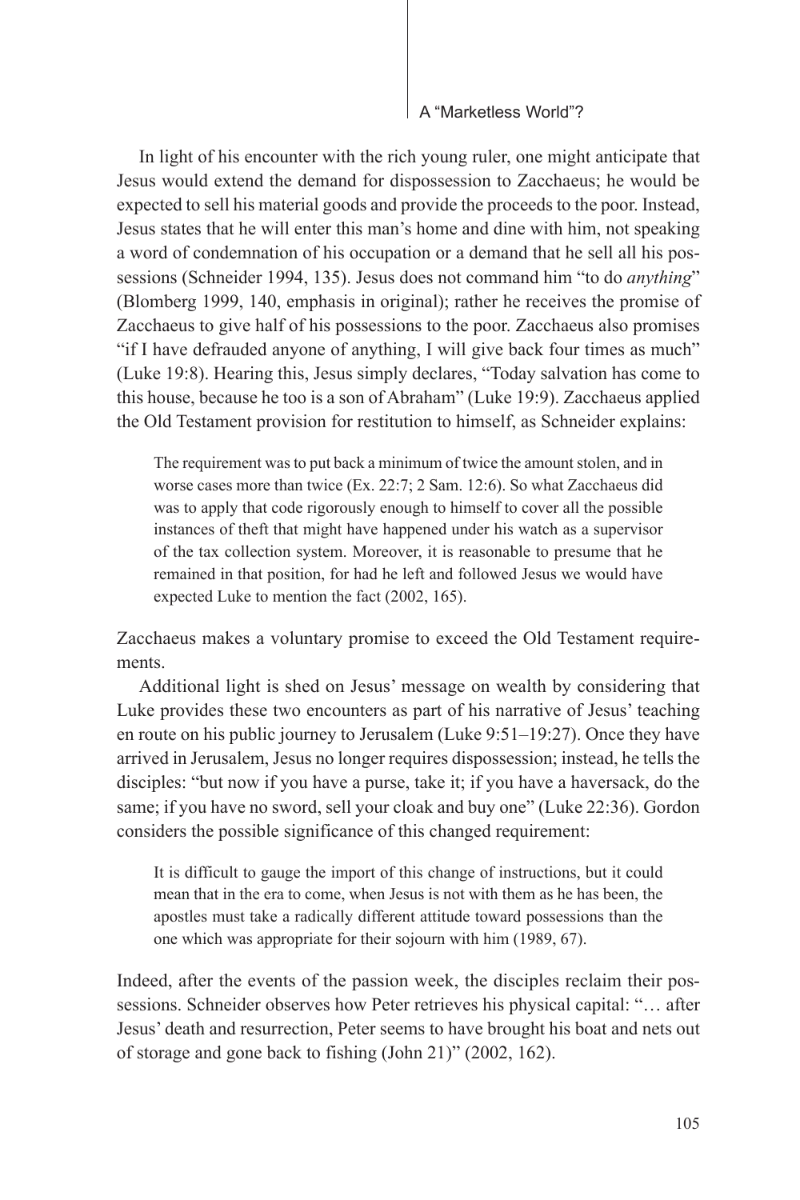In light of his encounter with the rich young ruler, one might anticipate that Jesus would extend the demand for dispossession to Zacchaeus; he would be expected to sell his material goods and provide the proceeds to the poor. Instead, Jesus states that he will enter this man's home and dine with him, not speaking a word of condemnation of his occupation or a demand that he sell all his possessions (Schneider 1994, 135). Jesus does not command him "to do *anything*" (Blomberg 1999, 140, emphasis in original); rather he receives the promise of Zacchaeus to give half of his possessions to the poor. Zacchaeus also promises "if I have defrauded anyone of anything, I will give back four times as much" (Luke 19:8). Hearing this, Jesus simply declares, "Today salvation has come to this house, because he too is a son of Abraham" (Luke 19:9). Zacchaeus applied the Old Testament provision for restitution to himself, as Schneider explains:

> The requirement was to put back a minimum of twice the amount stolen, and in worse cases more than twice (Ex. 22:7; 2 Sam. 12:6). So what Zacchaeus did was to apply that code rigorously enough to himself to cover all the possible instances of theft that might have happened under his watch as a supervisor of the tax collection system. Moreover, it is reasonable to presume that he remained in that position, for had he left and followed Jesus we would have expected Luke to mention the fact (2002, 165).

Zacchaeus makes a voluntary promise to exceed the Old Testament requirements.

Additional light is shed on Jesus' message on wealth by considering that Luke provides these two encounters as part of his narrative of Jesus' teaching en route on his public journey to Jerusalem (Luke 9:51–19:27). Once they have arrived in Jerusalem, Jesus no longer requires dispossession; instead, he tells the disciples: "but now if you have a purse, take it; if you have a haversack, do the same; if you have no sword, sell your cloak and buy one" (Luke 22:36). Gordon considers the possible significance of this changed requirement:

> It is difficult to gauge the import of this change of instructions, but it could mean that in the era to come, when Jesus is not with them as he has been, the apostles must take a radically different attitude toward possessions than the one which was appropriate for their sojourn with him (1989, 67).

Indeed, after the events of the passion week, the disciples reclaim their possessions. Schneider observes how Peter retrieves his physical capital: "… after Jesus' death and resurrection, Peter seems to have brought his boat and nets out of storage and gone back to fishing (John 21)" (2002, 162).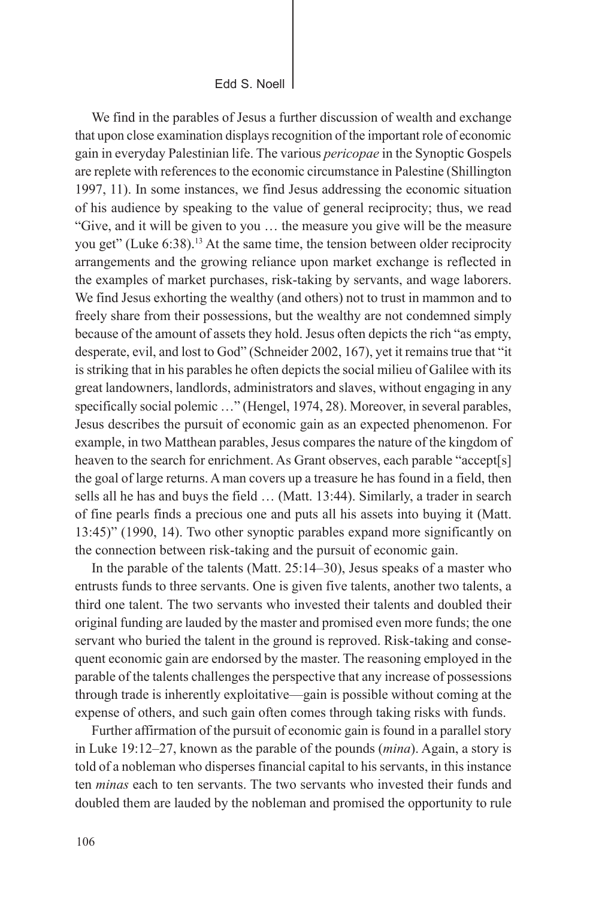We find in the parables of Jesus a further discussion of wealth and exchange that upon close examination displays recognition of the important role of economic gain in everyday Palestinian life. The various *pericopae* in the Synoptic Gospels are replete with references to the economic circumstance in Palestine (Shillington 1997, 11). In some instances, we find Jesus addressing the economic situation of his audience by speaking to the value of general reciprocity; thus, we read "Give, and it will be given to you … the measure you give will be the measure you get" (Luke 6:38).[13] At the same time, the tension between older reciprocity arrangements and the growing reliance upon market exchange is reflected in the examples of market purchases, risk-taking by servants, and wage laborers. We find Jesus exhorting the wealthy (and others) not to trust in mammon and to freely share from their possessions, but the wealthy are not condemned simply because of the amount of assets they hold. Jesus often depicts the rich "as empty, desperate, evil, and lost to God" (Schneider 2002, 167), yet it remains true that "it is striking that in his parables he often depicts the social milieu of Galilee with its great landowners, landlords, administrators and slaves, without engaging in any specifically social polemic …" (Hengel, 1974, 28). Moreover, in several parables, Jesus describes the pursuit of economic gain as an expected phenomenon. For example, in two Matthean parables, Jesus compares the nature of the kingdom of heaven to the search for enrichment. As Grant observes, each parable "accept[s] the goal of large returns. A man covers up a treasure he has found in a field, then sells all he has and buys the field … (Matt. 13:44). Similarly, a trader in search of fine pearls finds a precious one and puts all his assets into buying it (Matt. 13:45)" (1990, 14). Two other synoptic parables expand more significantly on the connection between risk-taking and the pursuit of economic gain.

In the parable of the talents (Matt. 25:14–30), Jesus speaks of a master who entrusts funds to three servants. One is given five talents, another two talents, a third one talent. The two servants who invested their talents and doubled their original funding are lauded by the master and promised even more funds; the one servant who buried the talent in the ground is reproved. Risk-taking and consequent economic gain are endorsed by the master. The reasoning employed in the parable of the talents challenges the perspective that any increase of possessions through trade is inherently exploitative—gain is possible without coming at the expense of others, and such gain often comes through taking risks with funds.

Further affirmation of the pursuit of economic gain is found in a parallel story in Luke 19:12–27, known as the parable of the pounds (*mina*). Again, a story is told of a nobleman who disperses financial capital to his servants, in this instance ten *minas* each to ten servants. The two servants who invested their funds and doubled them are lauded by the nobleman and promised the opportunity to rule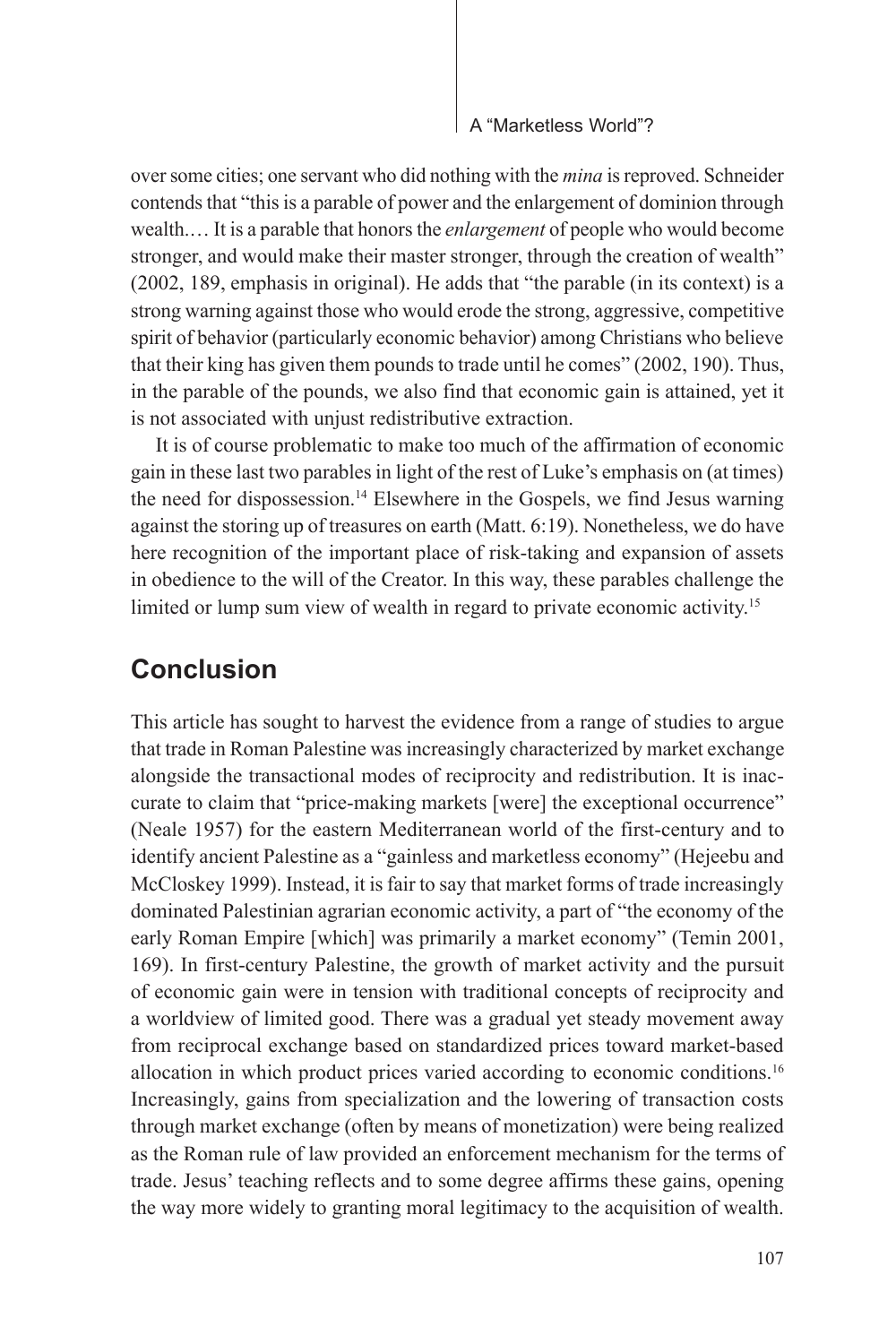over some cities; one servant who did nothing with the *mina* is reproved. Schneider contends that "this is a parable of power and the enlargement of dominion through wealth.… It is a parable that honors the *enlargement* of people who would become stronger, and would make their master stronger, through the creation of wealth" (2002, 189, emphasis in original). He adds that "the parable (in its context) is a strong warning against those who would erode the strong, aggressive, competitive spirit of behavior (particularly economic behavior) among Christians who believe that their king has given them pounds to trade until he comes" (2002, 190). Thus, in the parable of the pounds, we also find that economic gain is attained, yet it is not associated with unjust redistributive extraction.

It is of course problematic to make too much of the affirmation of economic gain in these last two parables in light of the rest of Luke's emphasis on (at times) the need for dispossession.[14] Elsewhere in the Gospels, we find Jesus warning against the storing up of treasures on earth (Matt. 6:19). Nonetheless, we do have here recognition of the important place of risk-taking and expansion of assets in obedience to the will of the Creator. In this way, these parables challenge the limited or lump sum view of wealth in regard to private economic activity.[15]

## Conclusion

This article has sought to harvest the evidence from a range of studies to argue that trade in Roman Palestine was increasingly characterized by market exchange alongside the transactional modes of reciprocity and redistribution. It is inaccurate to claim that "price-making markets [were] the exceptional occurrence" (Neale 1957) for the eastern Mediterranean world of the first-century and to identify ancient Palestine as a "gainless and marketless economy" (Hejeebu and McCloskey 1999). Instead, it is fair to say that market forms of trade increasingly dominated Palestinian agrarian economic activity, a part of "the economy of the early Roman Empire [which] was primarily a market economy" (Temin 2001, 169). In first-century Palestine, the growth of market activity and the pursuit of economic gain were in tension with traditional concepts of reciprocity and a worldview of limited good. There was a gradual yet steady movement away from reciprocal exchange based on standardized prices toward market-based allocation in which product prices varied according to economic conditions.[16] Increasingly, gains from specialization and the lowering of transaction costs through market exchange (often by means of monetization) were being realized as the Roman rule of law provided an enforcement mechanism for the terms of trade. Jesus' teaching reflects and to some degree affirms these gains, opening the way more widely to granting moral legitimacy to the acquisition of wealth.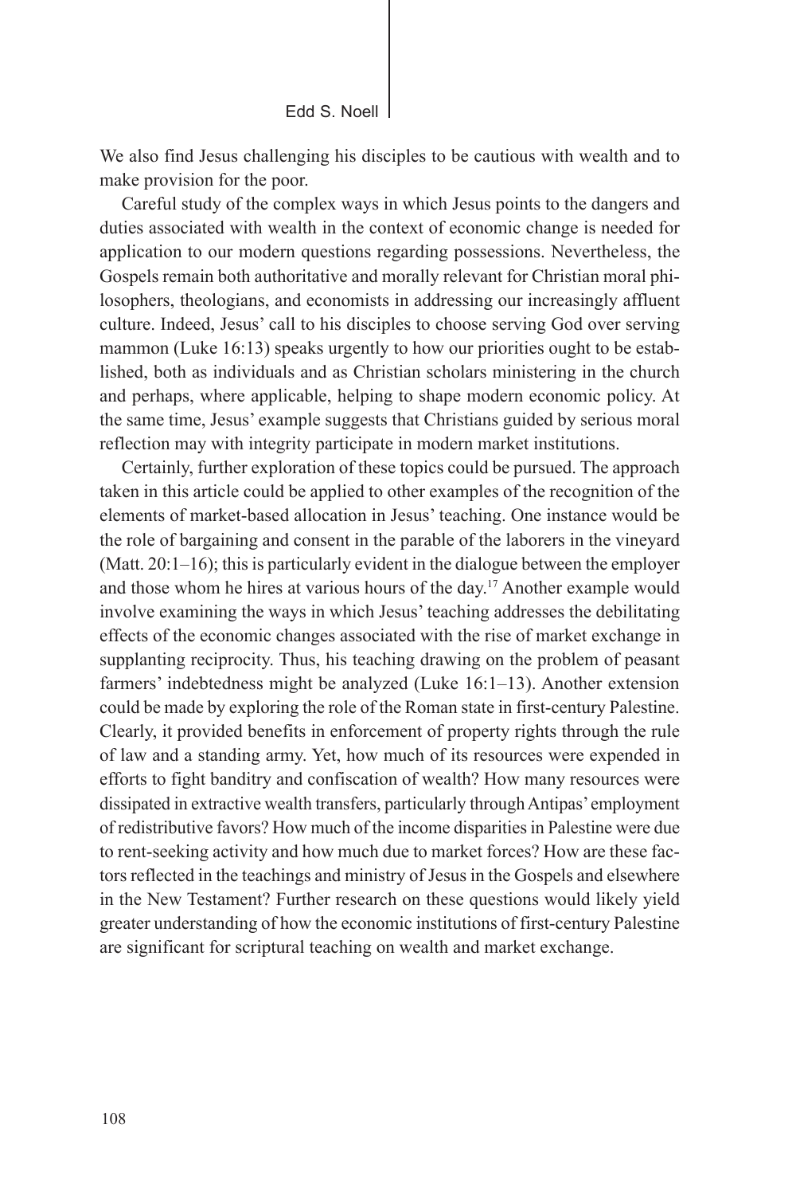We also find Jesus challenging his disciples to be cautious with wealth and to make provision for the poor.

Careful study of the complex ways in which Jesus points to the dangers and duties associated with wealth in the context of economic change is needed for application to our modern questions regarding possessions. Nevertheless, the Gospels remain both authoritative and morally relevant for Christian moral philosophers, theologians, and economists in addressing our increasingly affluent culture. Indeed, Jesus' call to his disciples to choose serving God over serving mammon (Luke 16:13) speaks urgently to how our priorities ought to be established, both as individuals and as Christian scholars ministering in the church and perhaps, where applicable, helping to shape modern economic policy. At the same time, Jesus' example suggests that Christians guided by serious moral reflection may with integrity participate in modern market institutions.

Certainly, further exploration of these topics could be pursued. The approach taken in this article could be applied to other examples of the recognition of the elements of market-based allocation in Jesus' teaching. One instance would be the role of bargaining and consent in the parable of the laborers in the vineyard (Matt. 20:1–16); this is particularly evident in the dialogue between the employer and those whom he hires at various hours of the day.[17] Another example would involve examining the ways in which Jesus' teaching addresses the debilitating effects of the economic changes associated with the rise of market exchange in supplanting reciprocity. Thus, his teaching drawing on the problem of peasant farmers' indebtedness might be analyzed (Luke 16:1–13). Another extension could be made by exploring the role of the Roman state in first-century Palestine. Clearly, it provided benefits in enforcement of property rights through the rule of law and a standing army. Yet, how much of its resources were expended in efforts to fight banditry and confiscation of wealth? How many resources were dissipated in extractive wealth transfers, particularly through Antipas' employment of redistributive favors? How much of the income disparities in Palestine were due to rent-seeking activity and how much due to market forces? How are these factors reflected in the teachings and ministry of Jesus in the Gospels and elsewhere in the New Testament? Further research on these questions would likely yield greater understanding of how the economic institutions of first-century Palestine are significant for scriptural teaching on wealth and market exchange.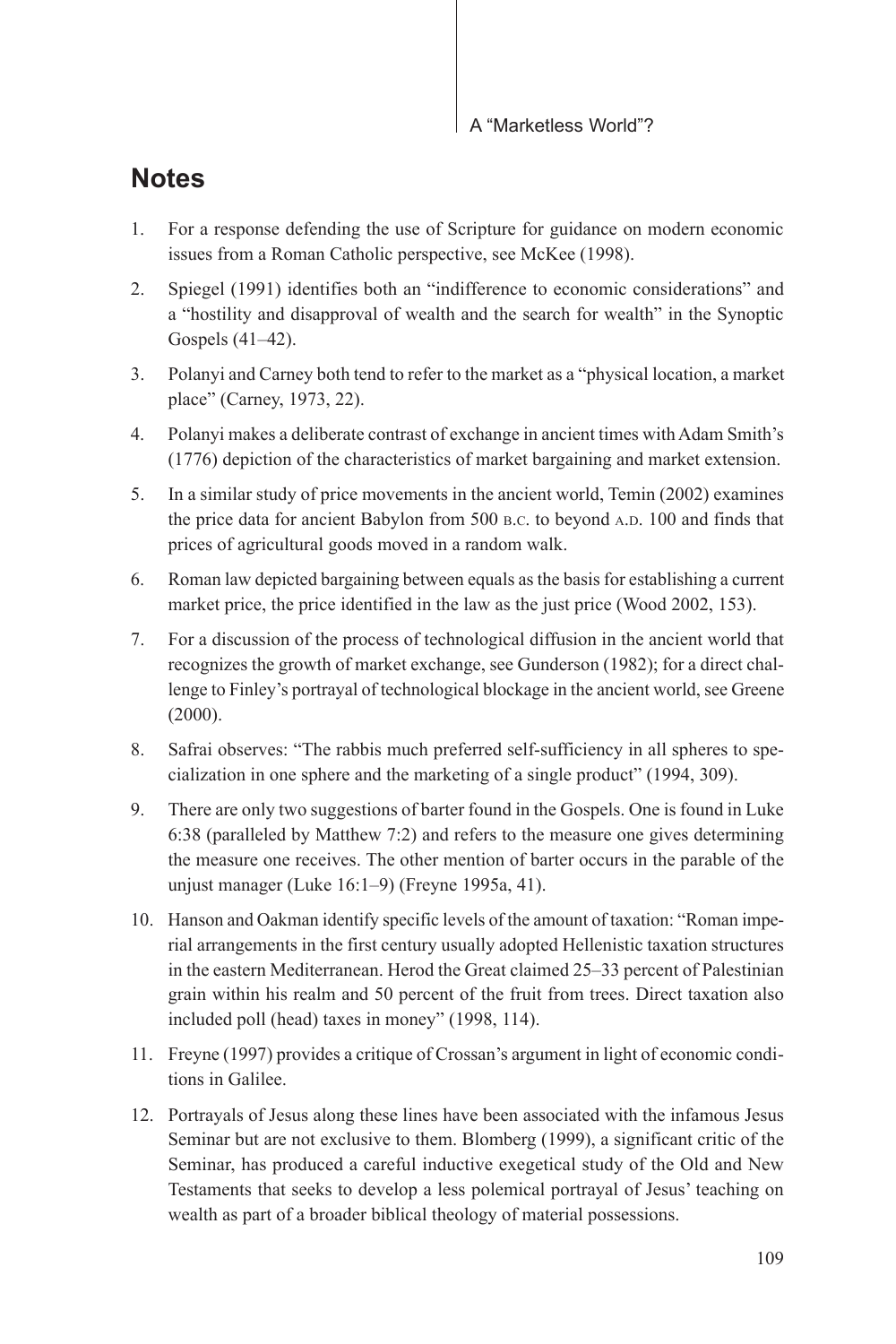## Notes

1. For a response defending the use of Scripture for guidance on modern economic issues from a Roman Catholic perspective, see McKee (1998).
2. Spiegel (1991) identifies both an "indifference to economic considerations" and a "hostility and disapproval of wealth and the search for wealth" in the Synoptic Gospels (41–42).
3. Polanyi and Carney both tend to refer to the market as a "physical location, a market place" (Carney, 1973, 22).
4. Polanyi makes a deliberate contrast of exchange in ancient times with Adam Smith's (1776) depiction of the characteristics of market bargaining and market extension.
5. In a similar study of price movements in the ancient world, Temin (2002) examines the price data for ancient Babylon from 500 B.C. to beyond A.D. 100 and finds that prices of agricultural goods moved in a random walk.
6. Roman law depicted bargaining between equals as the basis for establishing a current market price, the price identified in the law as the just price (Wood 2002, 153).
7. For a discussion of the process of technological diffusion in the ancient world that recognizes the growth of market exchange, see Gunderson (1982); for a direct challenge to Finley's portrayal of technological blockage in the ancient world, see Greene (2000).
8. Safrai observes: "The rabbis much preferred self-sufficiency in all spheres to specialization in one sphere and the marketing of a single product" (1994, 309).
9. There are only two suggestions of barter found in the Gospels. One is found in Luke 6:38 (paralleled by Matthew 7:2) and refers to the measure one gives determining the measure one receives. The other mention of barter occurs in the parable of the unjust manager (Luke 16:1–9) (Freyne 1995a, 41).
10. Hanson and Oakman identify specific levels of the amount of taxation: "Roman imperial arrangements in the first century usually adopted Hellenistic taxation structures in the eastern Mediterranean. Herod the Great claimed 25–33 percent of Palestinian grain within his realm and 50 percent of the fruit from trees. Direct taxation also included poll (head) taxes in money" (1998, 114).
11. Freyne (1997) provides a critique of Crossan's argument in light of economic conditions in Galilee.
12. Portrayals of Jesus along these lines have been associated with the infamous Jesus Seminar but are not exclusive to them. Blomberg (1999), a significant critic of the Seminar, has produced a careful inductive exegetical study of the Old and New Testaments that seeks to develop a less polemical portrayal of Jesus' teaching on wealth as part of a broader biblical theology of material possessions.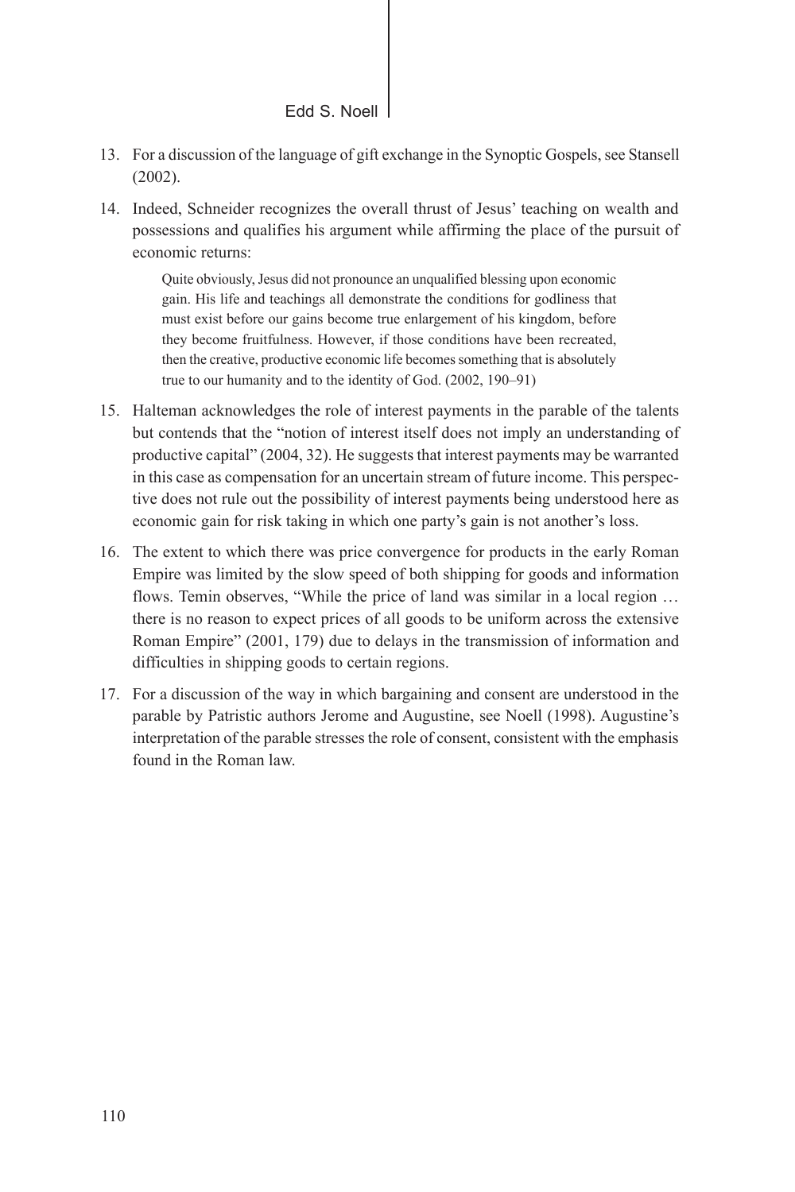13. For a discussion of the language of gift exchange in the Synoptic Gospels, see Stansell (2002).

14. Indeed, Schneider recognizes the overall thrust of Jesus' teaching on wealth and possessions and qualifies his argument while affirming the place of the pursuit of economic returns:

    > Quite obviously, Jesus did not pronounce an unqualified blessing upon economic gain. His life and teachings all demonstrate the conditions for godliness that must exist before our gains become true enlargement of his kingdom, before they become fruitfulness. However, if those conditions have been recreated, then the creative, productive economic life becomes something that is absolutely true to our humanity and to the identity of God. (2002, 190–91)

15. Halteman acknowledges the role of interest payments in the parable of the talents but contends that the "notion of interest itself does not imply an understanding of productive capital" (2004, 32). He suggests that interest payments may be warranted in this case as compensation for an uncertain stream of future income. This perspective does not rule out the possibility of interest payments being understood here as economic gain for risk taking in which one party's gain is not another's loss.

16. The extent to which there was price convergence for products in the early Roman Empire was limited by the slow speed of both shipping for goods and information flows. Temin observes, "While the price of land was similar in a local region … there is no reason to expect prices of all goods to be uniform across the extensive Roman Empire" (2001, 179) due to delays in the transmission of information and difficulties in shipping goods to certain regions.

17. For a discussion of the way in which bargaining and consent are understood in the parable by Patristic authors Jerome and Augustine, see Noell (1998). Augustine's interpretation of the parable stresses the role of consent, consistent with the emphasis found in the Roman law.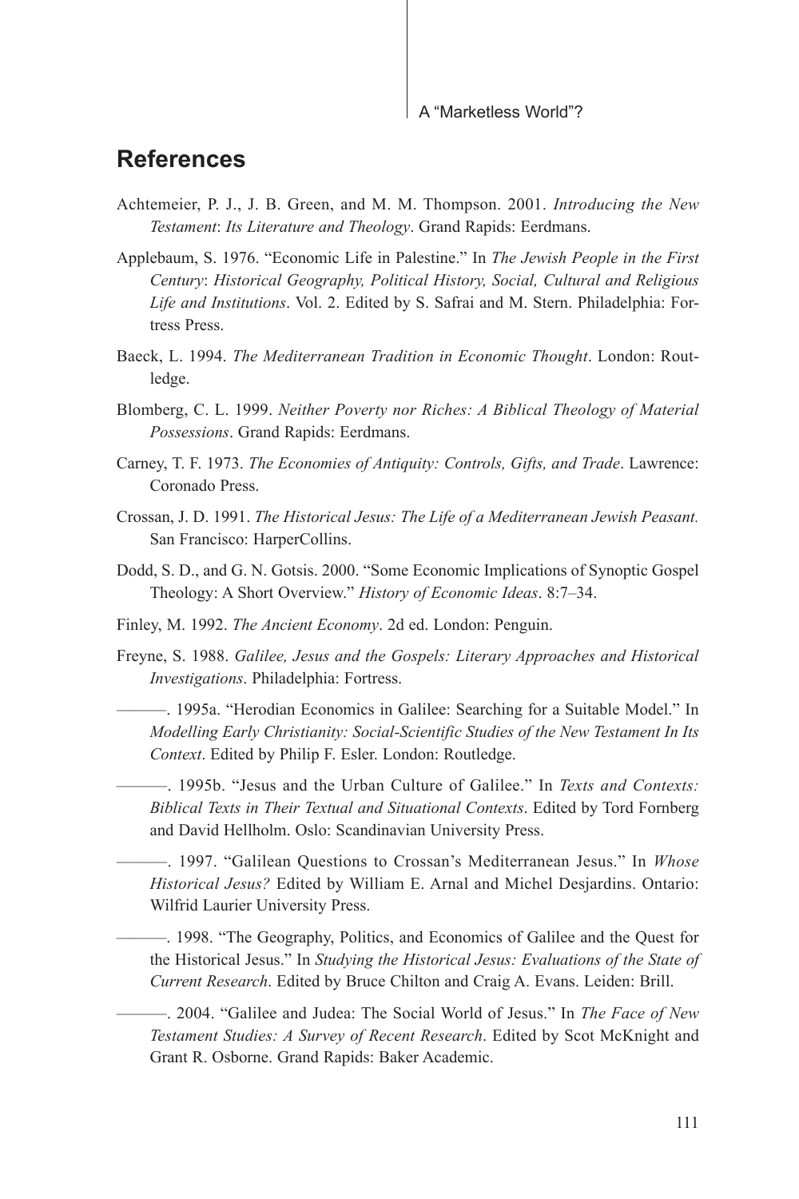## References

Achtemeier, P. J., J. B. Green, and M. M. Thompson. 2001. *Introducing the New Testament*: *Its Literature and Theology*. Grand Rapids: Eerdmans.

Applebaum, S. 1976. "Economic Life in Palestine." In *The Jewish People in the First Century*: *Historical Geography, Political History, Social, Cultural and Religious Life and Institutions*. Vol. 2. Edited by S. Safrai and M. Stern. Philadelphia: Fortress Press.

Baeck, L. 1994. *The Mediterranean Tradition in Economic Thought*. London: Routledge.

Blomberg, C. L. 1999. *Neither Poverty nor Riches: A Biblical Theology of Material Possessions*. Grand Rapids: Eerdmans.

Carney, T. F. 1973. *The Economies of Antiquity: Controls, Gifts, and Trade*. Lawrence: Coronado Press.

Crossan, J. D. 1991. *The Historical Jesus: The Life of a Mediterranean Jewish Peasant.* San Francisco: HarperCollins.

Dodd, S. D., and G. N. Gotsis. 2000. "Some Economic Implications of Synoptic Gospel Theology: A Short Overview." *History of Economic Ideas*. 8:7–34.

Finley, M. 1992. *The Ancient Economy*. 2d ed. London: Penguin.

Freyne, S. 1988. *Galilee, Jesus and the Gospels: Literary Approaches and Historical Investigations*. Philadelphia: Fortress.

———. 1995a. "Herodian Economics in Galilee: Searching for a Suitable Model." In *Modelling Early Christianity: Social-Scientific Studies of the New Testament In Its Context*. Edited by Philip F. Esler. London: Routledge.

———. 1995b. "Jesus and the Urban Culture of Galilee." In *Texts and Contexts: Biblical Texts in Their Textual and Situational Contexts*. Edited by Tord Fornberg and David Hellholm. Oslo: Scandinavian University Press.

———. 1997. "Galilean Questions to Crossan's Mediterranean Jesus." In *Whose Historical Jesus?* Edited by William E. Arnal and Michel Desjardins. Ontario: Wilfrid Laurier University Press.

———. 1998. "The Geography, Politics, and Economics of Galilee and the Quest for the Historical Jesus." In *Studying the Historical Jesus: Evaluations of the State of Current Research*. Edited by Bruce Chilton and Craig A. Evans. Leiden: Brill.

———. 2004. "Galilee and Judea: The Social World of Jesus." In *The Face of New Testament Studies: A Survey of Recent Research*. Edited by Scot McKnight and Grant R. Osborne. Grand Rapids: Baker Academic.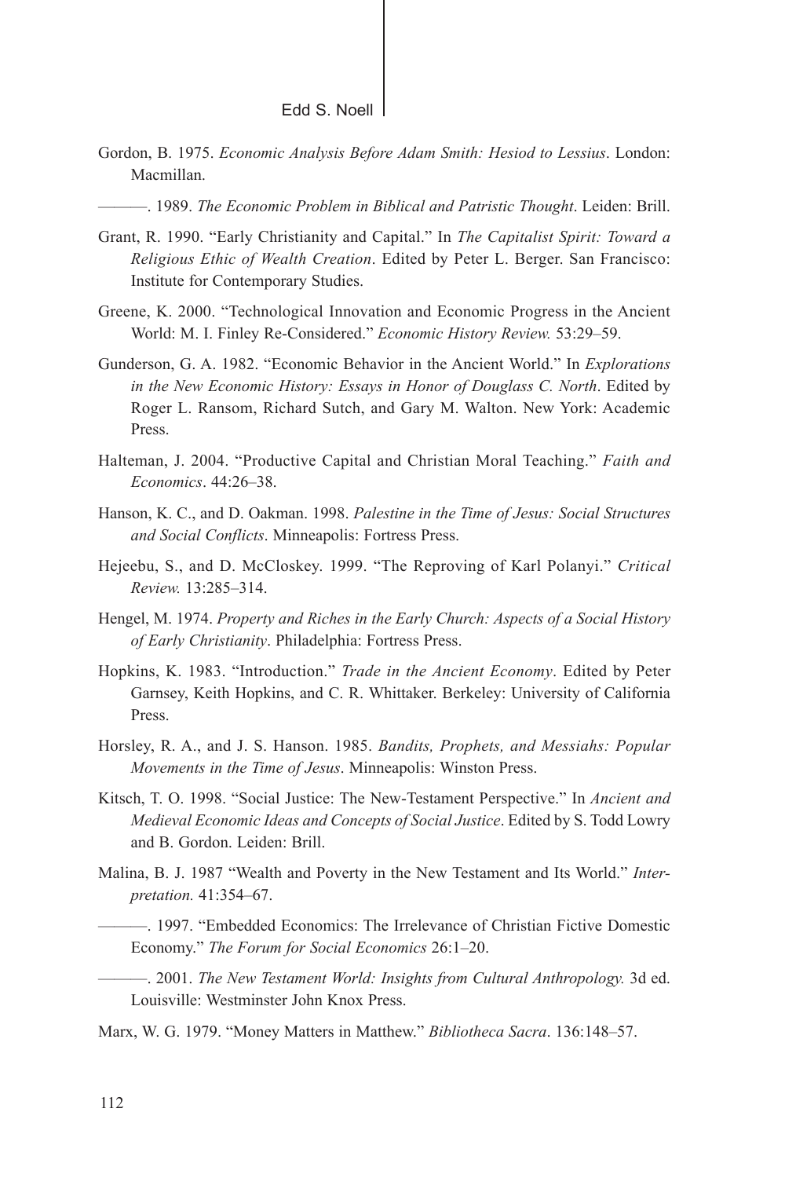Gordon, B. 1975. *Economic Analysis Before Adam Smith: Hesiod to Lessius*. London: Macmillan.

———. 1989. *The Economic Problem in Biblical and Patristic Thought*. Leiden: Brill.

Grant, R. 1990. "Early Christianity and Capital." In *The Capitalist Spirit: Toward a Religious Ethic of Wealth Creation*. Edited by Peter L. Berger. San Francisco: Institute for Contemporary Studies.

Greene, K. 2000. "Technological Innovation and Economic Progress in the Ancient World: M. I. Finley Re-Considered." *Economic History Review.* 53:29–59.

Gunderson, G. A. 1982. "Economic Behavior in the Ancient World." In *Explorations in the New Economic History: Essays in Honor of Douglass C. North*. Edited by Roger L. Ransom, Richard Sutch, and Gary M. Walton. New York: Academic Press.

Halteman, J. 2004. "Productive Capital and Christian Moral Teaching." *Faith and Economics*. 44:26–38.

Hanson, K. C., and D. Oakman. 1998. *Palestine in the Time of Jesus: Social Structures and Social Conflicts*. Minneapolis: Fortress Press.

Hejeebu, S., and D. McCloskey. 1999. "The Reproving of Karl Polanyi." *Critical Review.* 13:285–314.

Hengel, M. 1974. *Property and Riches in the Early Church: Aspects of a Social History of Early Christianity*. Philadelphia: Fortress Press.

Hopkins, K. 1983. "Introduction." *Trade in the Ancient Economy*. Edited by Peter Garnsey, Keith Hopkins, and C. R. Whittaker. Berkeley: University of California Press.

Horsley, R. A., and J. S. Hanson. 1985. *Bandits, Prophets, and Messiahs: Popular Movements in the Time of Jesus*. Minneapolis: Winston Press.

Kitsch, T. O. 1998. "Social Justice: The New-Testament Perspective." In *Ancient and Medieval Economic Ideas and Concepts of Social Justice*. Edited by S. Todd Lowry and B. Gordon. Leiden: Brill.

Malina, B. J. 1987 "Wealth and Poverty in the New Testament and Its World." *Interpretation.* 41:354–67.

———. 1997. "Embedded Economics: The Irrelevance of Christian Fictive Domestic Economy." *The Forum for Social Economics* 26:1–20.

———. 2001. *The New Testament World: Insights from Cultural Anthropology.* 3d ed. Louisville: Westminster John Knox Press.

Marx, W. G. 1979. "Money Matters in Matthew." *Bibliotheca Sacra*. 136:148–57.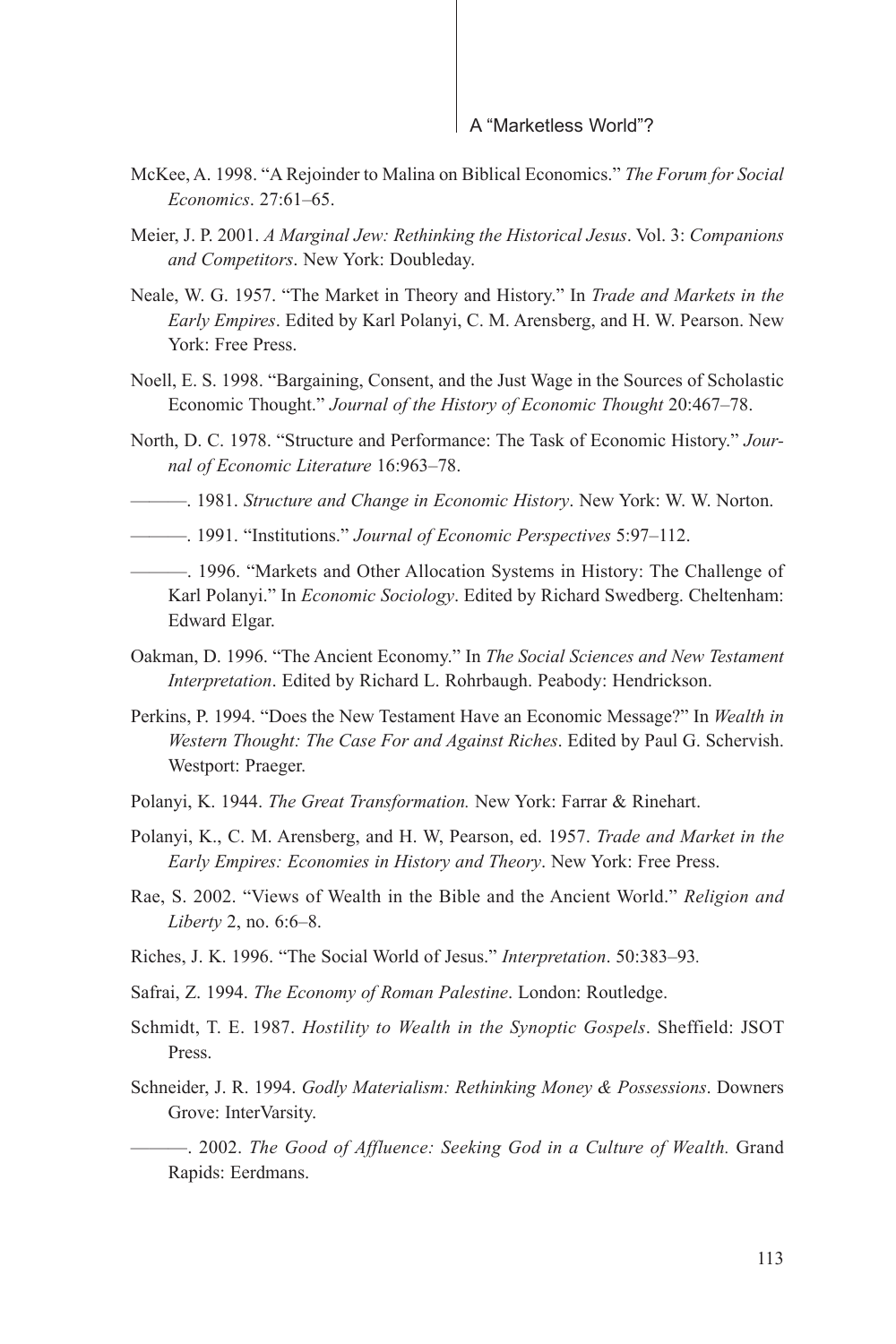McKee, A. 1998. "A Rejoinder to Malina on Biblical Economics." *The Forum for Social Economics*. 27:61–65.

Meier, J. P. 2001. *A Marginal Jew: Rethinking the Historical Jesus*. Vol. 3: *Companions and Competitors*. New York: Doubleday.

Neale, W. G. 1957. "The Market in Theory and History." In *Trade and Markets in the Early Empires*. Edited by Karl Polanyi, C. M. Arensberg, and H. W. Pearson. New York: Free Press.

Noell, E. S. 1998. "Bargaining, Consent, and the Just Wage in the Sources of Scholastic Economic Thought." *Journal of the History of Economic Thought* 20:467–78.

North, D. C. 1978. "Structure and Performance: The Task of Economic History." *Journal of Economic Literature* 16:963–78.

———. 1981. *Structure and Change in Economic History*. New York: W. W. Norton.

———. 1991. "Institutions." *Journal of Economic Perspectives* 5:97–112.

———. 1996. "Markets and Other Allocation Systems in History: The Challenge of Karl Polanyi." In *Economic Sociology*. Edited by Richard Swedberg. Cheltenham: Edward Elgar.

Oakman, D. 1996. "The Ancient Economy." In *The Social Sciences and New Testament Interpretation*. Edited by Richard L. Rohrbaugh. Peabody: Hendrickson.

Perkins, P. 1994. "Does the New Testament Have an Economic Message?" In *Wealth in Western Thought: The Case For and Against Riches*. Edited by Paul G. Schervish. Westport: Praeger.

Polanyi, K. 1944. *The Great Transformation.* New York: Farrar & Rinehart.

Polanyi, K., C. M. Arensberg, and H. W, Pearson, ed. 1957. *Trade and Market in the Early Empires: Economies in History and Theory*. New York: Free Press.

Rae, S. 2002. "Views of Wealth in the Bible and the Ancient World." *Religion and Liberty* 2, no. 6:6–8.

Riches, J. K. 1996. "The Social World of Jesus." *Interpretation*. 50:383–93.

Safrai, Z. 1994. *The Economy of Roman Palestine*. London: Routledge.

Schmidt, T. E. 1987. *Hostility to Wealth in the Synoptic Gospels*. Sheffield: JSOT Press.

Schneider, J. R. 1994. *Godly Materialism: Rethinking Money & Possessions*. Downers Grove: InterVarsity.

———. 2002. *The Good of Affluence: Seeking God in a Culture of Wealth.* Grand Rapids: Eerdmans.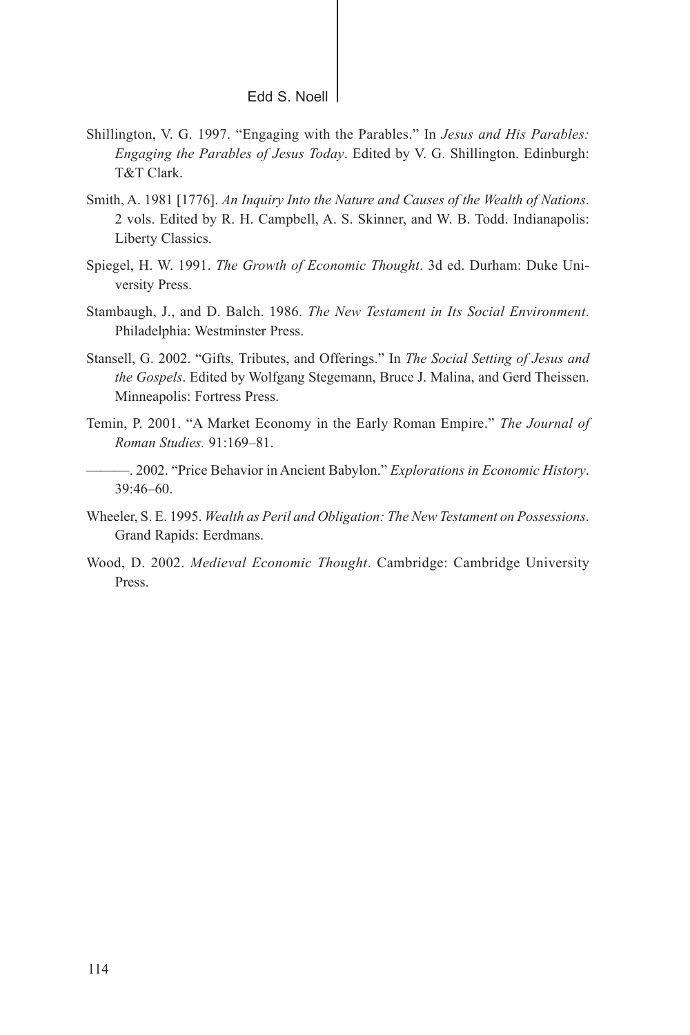Shillington, V. G. 1997. "Engaging with the Parables." In *Jesus and His Parables: Engaging the Parables of Jesus Today*. Edited by V. G. Shillington. Edinburgh: T&T Clark.

Smith, A. 1981 [1776]. *An Inquiry Into the Nature and Causes of the Wealth of Nations*. 2 vols. Edited by R. H. Campbell, A. S. Skinner, and W. B. Todd. Indianapolis: Liberty Classics.

Spiegel, H. W. 1991. *The Growth of Economic Thought*. 3d ed. Durham: Duke University Press.

Stambaugh, J., and D. Balch. 1986. *The New Testament in Its Social Environment*. Philadelphia: Westminster Press.

Stansell, G. 2002. "Gifts, Tributes, and Offerings." In *The Social Setting of Jesus and the Gospels*. Edited by Wolfgang Stegemann, Bruce J. Malina, and Gerd Theissen. Minneapolis: Fortress Press.

Temin, P. 2001. "A Market Economy in the Early Roman Empire." *The Journal of Roman Studies.* 91:169–81.

———. 2002. "Price Behavior in Ancient Babylon." *Explorations in Economic History*. 39:46–60.

Wheeler, S. E. 1995. *Wealth as Peril and Obligation: The New Testament on Possessions*. Grand Rapids: Eerdmans.

Wood, D. 2002. *Medieval Economic Thought*. Cambridge: Cambridge University Press.